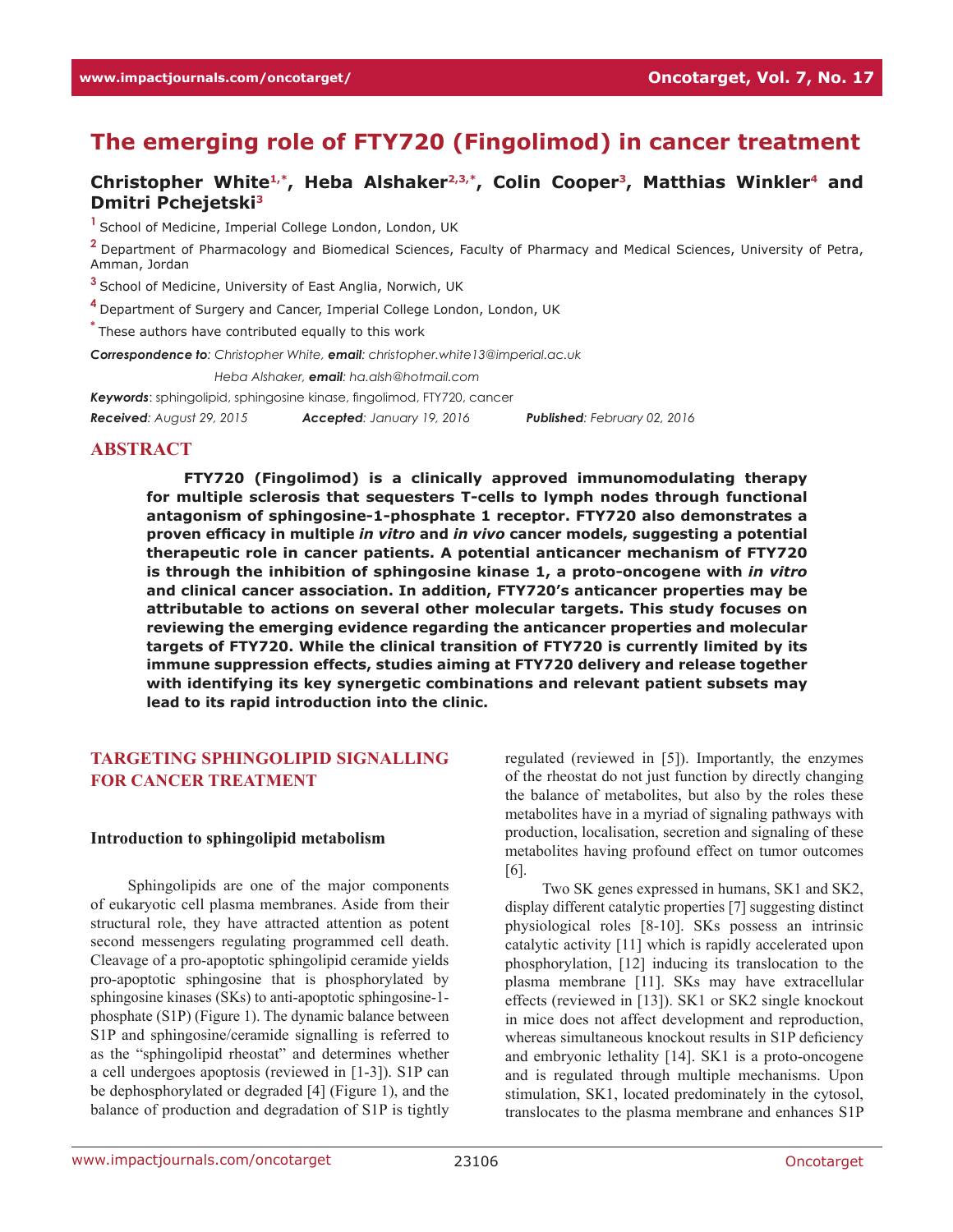# The emerging role of FTY720 (Fingolimod) in cancer treatment

**Christopher White[1,*], Heba Alshaker[2,3,*], Colin Cooper[3], Matthias Winkler[4] and Dmitri Pchejetski[3]**

[1] School of Medicine, Imperial College London, London, UK

[2] Department of Pharmacology and Biomedical Sciences, Faculty of Pharmacy and Medical Sciences, University of Petra, Amman, Jordan

[3] School of Medicine, University of East Anglia, Norwich, UK

[4] Department of Surgery and Cancer, Imperial College London, London, UK

[*] These authors have contributed equally to this work

***Correspondence to***: *Christopher White*, ***email***: *christopher.white13@imperial.ac.uk*

*Heba Alshaker*, ***email***: *ha.alsh@hotmail.com*

***Keywords***: sphingolipid, sphingosine kinase, fingolimod, FTY720, cancer

***Received***: *August 29, 2015* ***Accepted***: *January 19, 2016* ***Published***: *February 02, 2016*

## ABSTRACT

**FTY720 (Fingolimod) is a clinically approved immunomodulating therapy for multiple sclerosis that sequesters T-cells to lymph nodes through functional antagonism of sphingosine-1-phosphate 1 receptor. FTY720 also demonstrates a proven efficacy in multiple *in vitro* and *in vivo* cancer models, suggesting a potential therapeutic role in cancer patients. A potential anticancer mechanism of FTY720 is through the inhibition of sphingosine kinase 1, a proto-oncogene with *in vitro* and clinical cancer association. In addition, FTY720's anticancer properties may be attributable to actions on several other molecular targets. This study focuses on reviewing the emerging evidence regarding the anticancer properties and molecular targets of FTY720. While the clinical transition of FTY720 is currently limited by its immune suppression effects, studies aiming at FTY720 delivery and release together with identifying its key synergetic combinations and relevant patient subsets may lead to its rapid introduction into the clinic.**

## TARGETING SPHINGOLIPID SIGNALLING FOR CANCER TREATMENT

### Introduction to sphingolipid metabolism

Sphingolipids are one of the major components of eukaryotic cell plasma membranes. Aside from their structural role, they have attracted attention as potent second messengers regulating programmed cell death. Cleavage of a pro-apoptotic sphingolipid ceramide yields pro-apoptotic sphingosine that is phosphorylated by sphingosine kinases (SKs) to anti-apoptotic sphingosine-1-phosphate (S1P) (Figure 1). The dynamic balance between S1P and sphingosine/ceramide signalling is referred to as the "sphingolipid rheostat" and determines whether a cell undergoes apoptosis (reviewed in [1-3]). S1P can be dephosphorylated or degraded [4] (Figure 1), and the balance of production and degradation of S1P is tightly regulated (reviewed in [5]). Importantly, the enzymes of the rheostat do not just function by directly changing the balance of metabolites, but also by the roles these metabolites have in a myriad of signaling pathways with production, localisation, secretion and signaling of these metabolites having profound effect on tumor outcomes [6].

Two SK genes expressed in humans, SK1 and SK2, display different catalytic properties [7] suggesting distinct physiological roles [8-10]. SKs possess an intrinsic catalytic activity [11] which is rapidly accelerated upon phosphorylation, [12] inducing its translocation to the plasma membrane [11]. SKs may have extracellular effects (reviewed in [13]). SK1 or SK2 single knockout in mice does not affect development and reproduction, whereas simultaneous knockout results in S1P deficiency and embryonic lethality [14]. SK1 is a proto-oncogene and is regulated through multiple mechanisms. Upon stimulation, SK1, located predominately in the cytosol, translocates to the plasma membrane and enhances S1P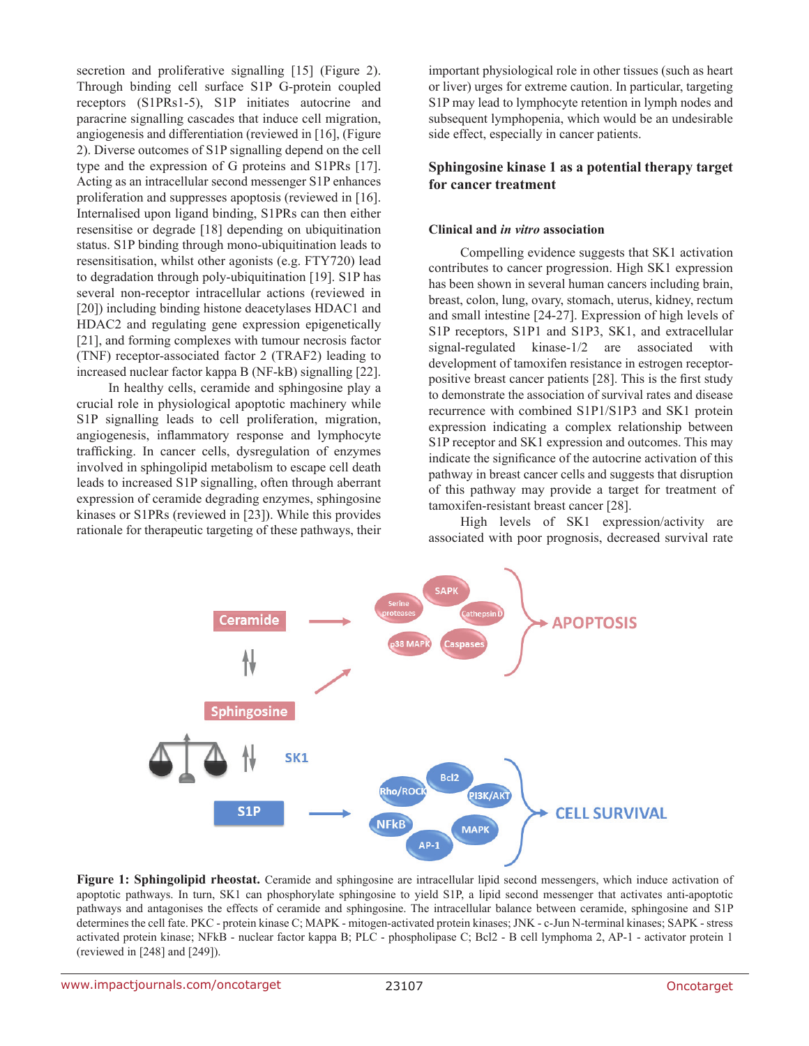secretion and proliferative signalling [15] (Figure 2). Through binding cell surface S1P G-protein coupled receptors (S1PRs1-5), S1P initiates autocrine and paracrine signalling cascades that induce cell migration, angiogenesis and differentiation (reviewed in [16], (Figure 2). Diverse outcomes of S1P signalling depend on the cell type and the expression of G proteins and S1PRs [17]. Acting as an intracellular second messenger S1P enhances proliferation and suppresses apoptosis (reviewed in [16]). Internalised upon ligand binding, S1PRs can then either resensitise or degrade [18] depending on ubiquitination status. S1P binding through mono-ubiquitination leads to resensitisation, whilst other agonists (e.g. FTY720) lead to degradation through poly-ubiquitination [19]. S1P has several non-receptor intracellular actions (reviewed in [20]) including binding histone deacetylases HDAC1 and HDAC2 and regulating gene expression epigenetically [21], and forming complexes with tumour necrosis factor (TNF) receptor-associated factor 2 (TRAF2) leading to increased nuclear factor kappa B (NF-kB) signalling [22].

In healthy cells, ceramide and sphingosine play a crucial role in physiological apoptotic machinery while S1P signalling leads to cell proliferation, migration, angiogenesis, inflammatory response and lymphocyte trafficking. In cancer cells, dysregulation of enzymes involved in sphingolipid metabolism to escape cell death leads to increased S1P signalling, often through aberrant expression of ceramide degrading enzymes, sphingosine kinases or S1PRs (reviewed in [23]). While this provides rationale for therapeutic targeting of these pathways, their important physiological role in other tissues (such as heart or liver) urges for extreme caution. In particular, targeting S1P may lead to lymphocyte retention in lymph nodes and subsequent lymphopenia, which would be an undesirable side effect, especially in cancer patients.

## Sphingosine kinase 1 as a potential therapy target for cancer treatment

### Clinical and *in vitro* association

Compelling evidence suggests that SK1 activation contributes to cancer progression. High SK1 expression has been shown in several human cancers including brain, breast, colon, lung, ovary, stomach, uterus, kidney, rectum and small intestine [24-27]. Expression of high levels of S1P receptors, S1P1 and S1P3, SK1, and extracellular signal-regulated kinase-1/2 are associated with development of tamoxifen resistance in estrogen receptor-positive breast cancer patients [28]. This is the first study to demonstrate the association of survival rates and disease recurrence with combined S1P1/S1P3 and SK1 protein expression indicating a complex relationship between S1P receptor and SK1 expression and outcomes. This may indicate the significance of the autocrine activation of this pathway in breast cancer cells and suggests that disruption of this pathway may provide a target for treatment of tamoxifen-resistant breast cancer [28].

High levels of SK1 expression/activity are associated with poor prognosis, decreased survival rate

**Figure 1: Sphingolipid rheostat.** Ceramide and sphingosine are intracellular lipid second messengers, which induce activation of apoptotic pathways. In turn, SK1 can phosphorylate sphingosine to yield S1P, a lipid second messenger that activates anti-apoptotic pathways and antagonises the effects of ceramide and sphingosine. The intracellular balance between ceramide, sphingosine and S1P determines the cell fate. PKC - protein kinase C; MAPK - mitogen-activated protein kinases; JNK - c-Jun N-terminal kinases; SAPK - stress activated protein kinase; NFkB - nuclear factor kappa B; PLC - phospholipase C; Bcl2 - B cell lymphoma 2, AP-1 - activator protein 1 (reviewed in [248] and [249]).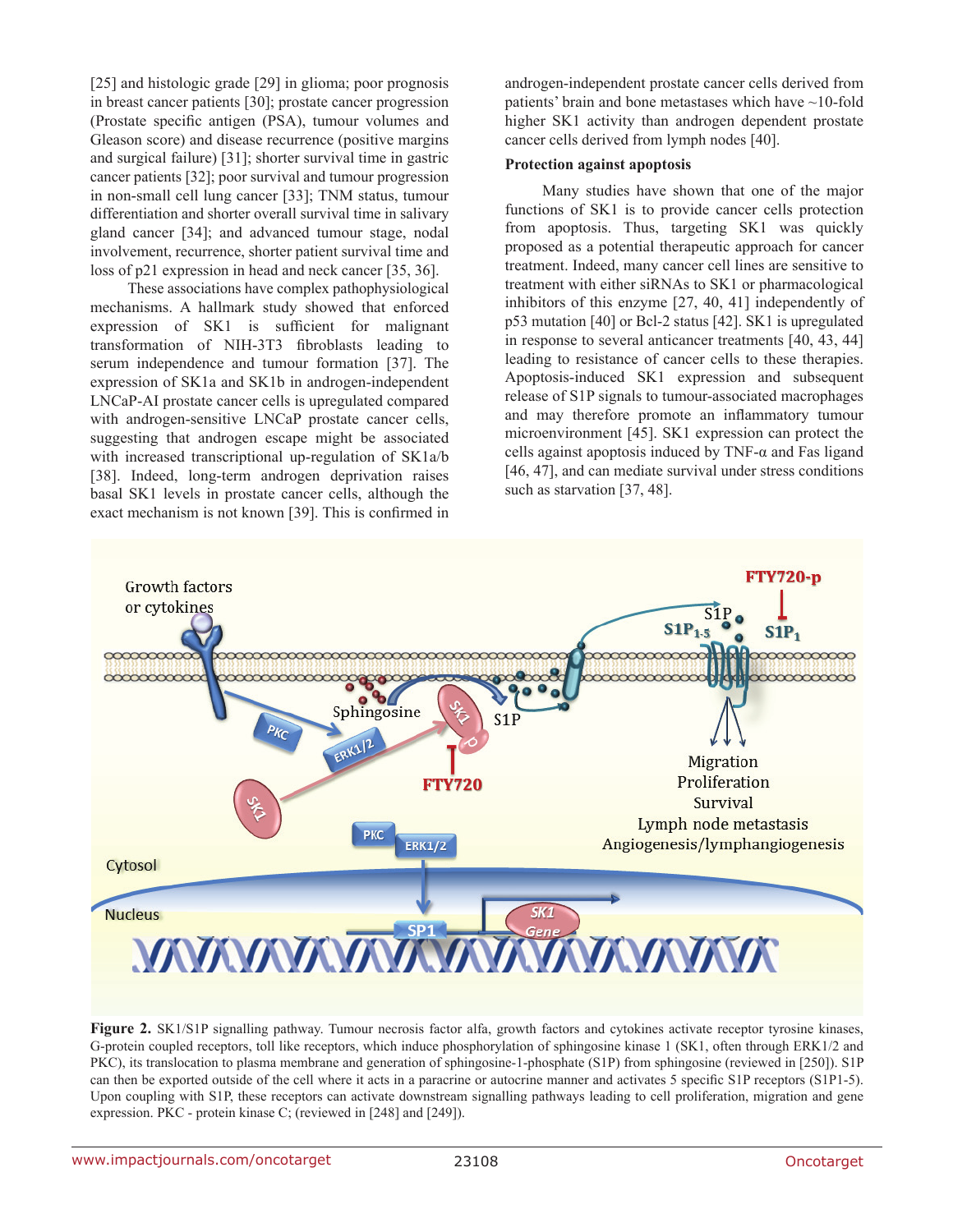[25] and histologic grade [29] in glioma; poor prognosis in breast cancer patients [30]; prostate cancer progression (Prostate specific antigen (PSA), tumour volumes and Gleason score) and disease recurrence (positive margins and surgical failure) [31]; shorter survival time in gastric cancer patients [32]; poor survival and tumour progression in non-small cell lung cancer [33]; TNM status, tumour differentiation and shorter overall survival time in salivary gland cancer [34]; and advanced tumour stage, nodal involvement, recurrence, shorter patient survival time and loss of p21 expression in head and neck cancer [35, 36].

These associations have complex pathophysiological mechanisms. A hallmark study showed that enforced expression of SK1 is sufficient for malignant transformation of NIH-3T3 fibroblasts leading to serum independence and tumour formation [37]. The expression of SK1a and SK1b in androgen-independent LNCaP-AI prostate cancer cells is upregulated compared with androgen-sensitive LNCaP prostate cancer cells, suggesting that androgen escape might be associated with increased transcriptional up-regulation of SK1a/b [38]. Indeed, long-term androgen deprivation raises basal SK1 levels in prostate cancer cells, although the exact mechanism is not known [39]. This is confirmed in androgen-independent prostate cancer cells derived from patients' brain and bone metastases which have ~10-fold higher SK1 activity than androgen dependent prostate cancer cells derived from lymph nodes [40].

**Protection against apoptosis**

Many studies have shown that one of the major functions of SK1 is to provide cancer cells protection from apoptosis. Thus, targeting SK1 was quickly proposed as a potential therapeutic approach for cancer treatment. Indeed, many cancer cell lines are sensitive to treatment with either siRNAs to SK1 or pharmacological inhibitors of this enzyme [27, 40, 41] independently of p53 mutation [40] or Bcl-2 status [42]. SK1 is upregulated in response to several anticancer treatments [40, 43, 44] leading to resistance of cancer cells to these therapies. Apoptosis-induced SK1 expression and subsequent release of S1P signals to tumour-associated macrophages and may therefore promote an inflammatory tumour microenvironment [45]. SK1 expression can protect the cells against apoptosis induced by TNF-α and Fas ligand [46, 47], and can mediate survival under stress conditions such as starvation [37, 48].

**Figure 2.** SK1/S1P signalling pathway. Tumour necrosis factor alfa, growth factors and cytokines activate receptor tyrosine kinases, G-protein coupled receptors, toll like receptors, which induce phosphorylation of sphingosine kinase 1 (SK1, often through ERK1/2 and PKC), its translocation to plasma membrane and generation of sphingosine-1-phosphate (S1P) from sphingosine (reviewed in [250]). S1P can then be exported outside of the cell where it acts in a paracrine or autocrine manner and activates 5 specific S1P receptors (S1P1-5). Upon coupling with S1P, these receptors can activate downstream signalling pathways leading to cell proliferation, migration and gene expression. PKC - protein kinase C; (reviewed in [248] and [249]).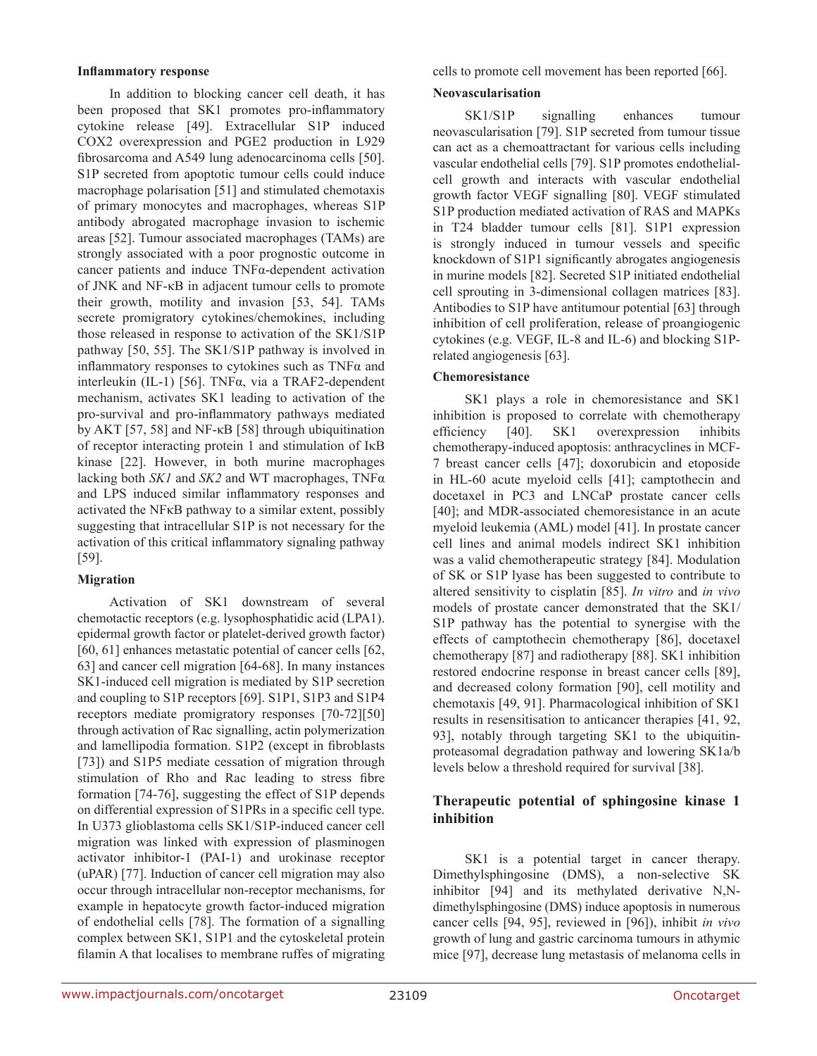**Inflammatory response**

In addition to blocking cancer cell death, it has been proposed that SK1 promotes pro-inflammatory cytokine release [49]. Extracellular S1P induced COX2 overexpression and PGE2 production in L929 fibrosarcoma and A549 lung adenocarcinoma cells [50]. S1P secreted from apoptotic tumour cells could induce macrophage polarisation [51] and stimulated chemotaxis of primary monocytes and macrophages, whereas S1P antibody abrogated macrophage invasion to ischemic areas [52]. Tumour associated macrophages (TAMs) are strongly associated with a poor prognostic outcome in cancer patients and induce TNFα-dependent activation of JNK and NF-κB in adjacent tumour cells to promote their growth, motility and invasion [53, 54]. TAMs secrete promigratory cytokines/chemokines, including those released in response to activation of the SK1/S1P pathway [50, 55]. The SK1/S1P pathway is involved in inflammatory responses to cytokines such as TNFα and interleukin (IL-1) [56]. TNFα, via a TRAF2-dependent mechanism, activates SK1 leading to activation of the pro-survival and pro-inflammatory pathways mediated by AKT [57, 58] and NF-κB [58] through ubiquitination of receptor interacting protein 1 and stimulation of IκB kinase [22]. However, in both murine macrophages lacking both *SK1* and *SK2* and WT macrophages, TNFα and LPS induced similar inflammatory responses and activated the NFκB pathway to a similar extent, possibly suggesting that intracellular S1P is not necessary for the activation of this critical inflammatory signaling pathway [59].

**Migration**

Activation of SK1 downstream of several chemotactic receptors (e.g. lysophosphatidic acid (LPA1). epidermal growth factor or platelet-derived growth factor) [60, 61] enhances metastatic potential of cancer cells [62, 63] and cancer cell migration [64-68]. In many instances SK1-induced cell migration is mediated by S1P secretion and coupling to S1P receptors [69]. S1P1, S1P3 and S1P4 receptors mediate promigratory responses [70-72][50] through activation of Rac signalling, actin polymerization and lamellipodia formation. S1P2 (except in fibroblasts [73]) and S1P5 mediate cessation of migration through stimulation of Rho and Rac leading to stress fibre formation [74-76], suggesting the effect of S1P depends on differential expression of S1PRs in a specific cell type. In U373 glioblastoma cells SK1/S1P-induced cancer cell migration was linked with expression of plasminogen activator inhibitor-1 (PAI-1) and urokinase receptor (uPAR) [77]. Induction of cancer cell migration may also occur through intracellular non-receptor mechanisms, for example in hepatocyte growth factor-induced migration of endothelial cells [78]. The formation of a signalling complex between SK1, S1P1 and the cytoskeletal protein filamin A that localises to membrane ruffles of migrating cells to promote cell movement has been reported [66].

**Neovascularisation**

SK1/S1P signalling enhances tumour neovascularisation [79]. S1P secreted from tumour tissue can act as a chemoattractant for various cells including vascular endothelial cells [79]. S1P promotes endothelial-cell growth and interacts with vascular endothelial growth factor VEGF signalling [80]. VEGF stimulated S1P production mediated activation of RAS and MAPKs in T24 bladder tumour cells [81]. S1P1 expression is strongly induced in tumour vessels and specific knockdown of S1P1 significantly abrogates angiogenesis in murine models [82]. Secreted S1P initiated endothelial cell sprouting in 3-dimensional collagen matrices [83]. Antibodies to S1P have antitumour potential [63] through inhibition of cell proliferation, release of proangiogenic cytokines (e.g. VEGF, IL-8 and IL-6) and blocking S1P-related angiogenesis [63].

**Chemoresistance**

SK1 plays a role in chemoresistance and SK1 inhibition is proposed to correlate with chemotherapy efficiency [40]. SK1 overexpression inhibits chemotherapy-induced apoptosis: anthracyclines in MCF-7 breast cancer cells [47]; doxorubicin and etoposide in HL-60 acute myeloid cells [41]; camptothecin and docetaxel in PC3 and LNCaP prostate cancer cells [40]; and MDR-associated chemoresistance in an acute myeloid leukemia (AML) model [41]. In prostate cancer cell lines and animal models indirect SK1 inhibition was a valid chemotherapeutic strategy [84]. Modulation of SK or S1P lyase has been suggested to contribute to altered sensitivity to cisplatin [85]. *In vitro* and *in vivo* models of prostate cancer demonstrated that the SK1/S1P pathway has the potential to synergise with the effects of camptothecin chemotherapy [86], docetaxel chemotherapy [87] and radiotherapy [88]. SK1 inhibition restored endocrine response in breast cancer cells [89], and decreased colony formation [90], cell motility and chemotaxis [49, 91]. Pharmacological inhibition of SK1 results in resensitisation to anticancer therapies [41, 92, 93], notably through targeting SK1 to the ubiquitin-proteasomal degradation pathway and lowering SK1a/b levels below a threshold required for survival [38].

## Therapeutic potential of sphingosine kinase 1 inhibition

SK1 is a potential target in cancer therapy. Dimethylsphingosine (DMS), a non-selective SK inhibitor [94] and its methylated derivative N,N-dimethylsphingosine (DMS) induce apoptosis in numerous cancer cells [94, 95], reviewed in [96]), inhibit *in vivo* growth of lung and gastric carcinoma tumours in athymic mice [97], decrease lung metastasis of melanoma cells in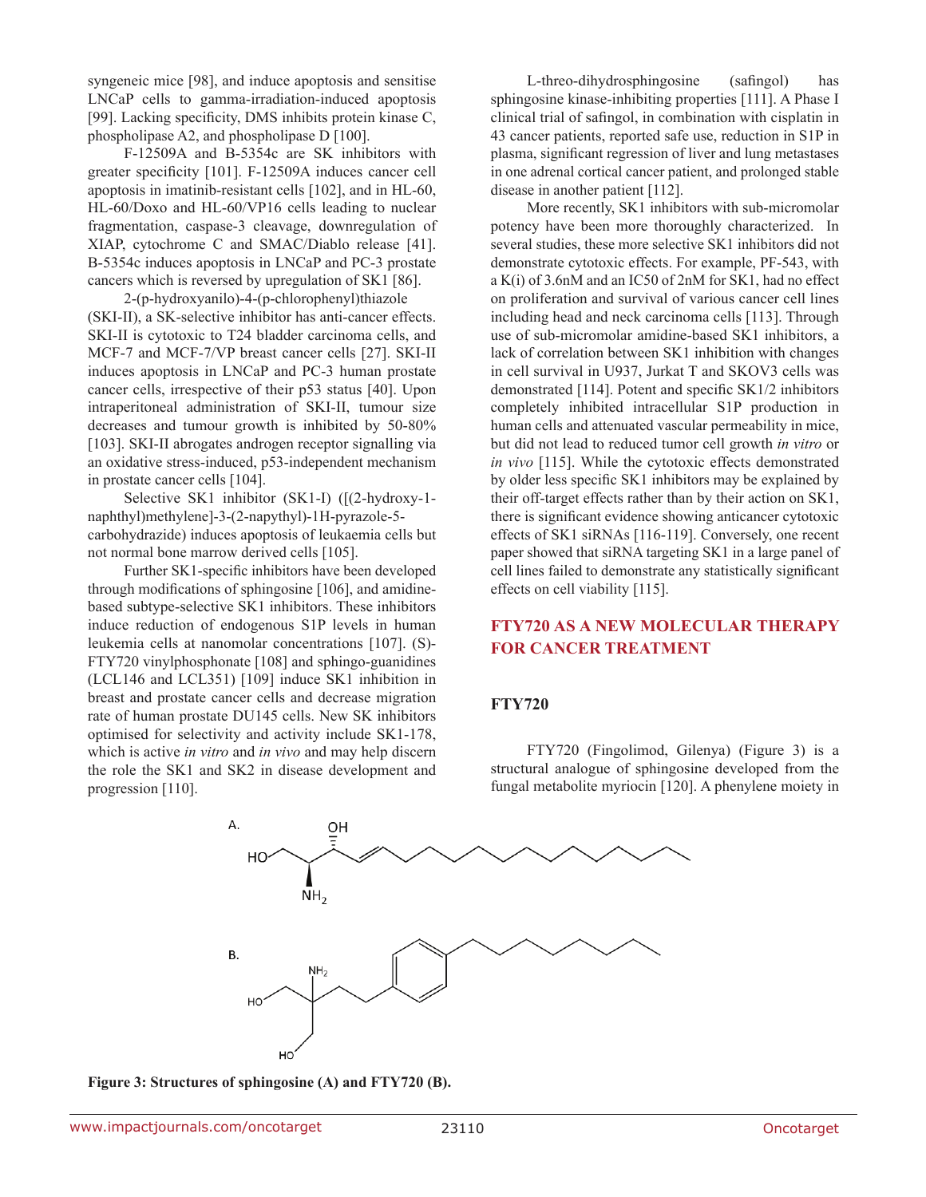syngeneic mice [98], and induce apoptosis and sensitise LNCaP cells to gamma-irradiation-induced apoptosis [99]. Lacking specificity, DMS inhibits protein kinase C, phospholipase A2, and phospholipase D [100].

F-12509A and B-5354c are SK inhibitors with greater specificity [101]. F-12509A induces cancer cell apoptosis in imatinib-resistant cells [102], and in HL-60, HL-60/Doxo and HL-60/VP16 cells leading to nuclear fragmentation, caspase-3 cleavage, downregulation of XIAP, cytochrome C and SMAC/Diablo release [41]. B-5354c induces apoptosis in LNCaP and PC-3 prostate cancers which is reversed by upregulation of SK1 [86].

2-(p-hydroxyanilo)-4-(p-chlorophenyl)thiazole (SKI-II), a SK-selective inhibitor has anti-cancer effects. SKI-II is cytotoxic to T24 bladder carcinoma cells, and MCF-7 and MCF-7/VP breast cancer cells [27]. SKI-II induces apoptosis in LNCaP and PC-3 human prostate cancer cells, irrespective of their p53 status [40]. Upon intraperitoneal administration of SKI-II, tumour size decreases and tumour growth is inhibited by 50-80% [103]. SKI-II abrogates androgen receptor signalling via an oxidative stress-induced, p53-independent mechanism in prostate cancer cells [104].

Selective SK1 inhibitor (SK1-I) ([(2-hydroxy-1-naphthyl)methylene]-3-(2-napythyl)-1H-pyrazole-5-carbohydrazide) induces apoptosis of leukaemia cells but not normal bone marrow derived cells [105].

Further SK1-specific inhibitors have been developed through modifications of sphingosine [106], and amidine-based subtype-selective SK1 inhibitors. These inhibitors induce reduction of endogenous S1P levels in human leukemia cells at nanomolar concentrations [107]. (S)-FTY720 vinylphosphonate [108] and sphingo-guanidines (LCL146 and LCL351) [109] induce SK1 inhibition in breast and prostate cancer cells and decrease migration rate of human prostate DU145 cells. New SK inhibitors optimised for selectivity and activity include SK1-178, which is active *in vitro* and *in vivo* and may help discern the role the SK1 and SK2 in disease development and progression [110].

L-threo-dihydrosphingosine (safingol) has sphingosine kinase-inhibiting properties [111]. A Phase I clinical trial of safingol, in combination with cisplatin in 43 cancer patients, reported safe use, reduction in S1P in plasma, significant regression of liver and lung metastases in one adrenal cortical cancer patient, and prolonged stable disease in another patient [112].

More recently, SK1 inhibitors with sub-micromolar potency have been more thoroughly characterized. In several studies, these more selective SK1 inhibitors did not demonstrate cytotoxic effects. For example, PF-543, with a K(i) of 3.6nM and an IC50 of 2nM for SK1, had no effect on proliferation and survival of various cancer cell lines including head and neck carcinoma cells [113]. Through use of sub-micromolar amidine-based SK1 inhibitors, a lack of correlation between SK1 inhibition with changes in cell survival in U937, Jurkat T and SKOV3 cells was demonstrated [114]. Potent and specific SK1/2 inhibitors completely inhibited intracellular S1P production in human cells and attenuated vascular permeability in mice, but did not lead to reduced tumor cell growth *in vitro* or *in vivo* [115]. While the cytotoxic effects demonstrated by older less specific SK1 inhibitors may be explained by their off-target effects rather than by their action on SK1, there is significant evidence showing anticancer cytotoxic effects of SK1 siRNAs [116-119]. Conversely, one recent paper showed that siRNA targeting SK1 in a large panel of cell lines failed to demonstrate any statistically significant effects on cell viability [115].

## FTY720 AS A NEW MOLECULAR THERAPY FOR CANCER TREATMENT

### FTY720

FTY720 (Fingolimod, Gilenya) (Figure 3) is a structural analogue of sphingosine developed from the fungal metabolite myriocin [120]. A phenylene moiety in

**Figure 3: Structures of sphingosine (A) and FTY720 (B).**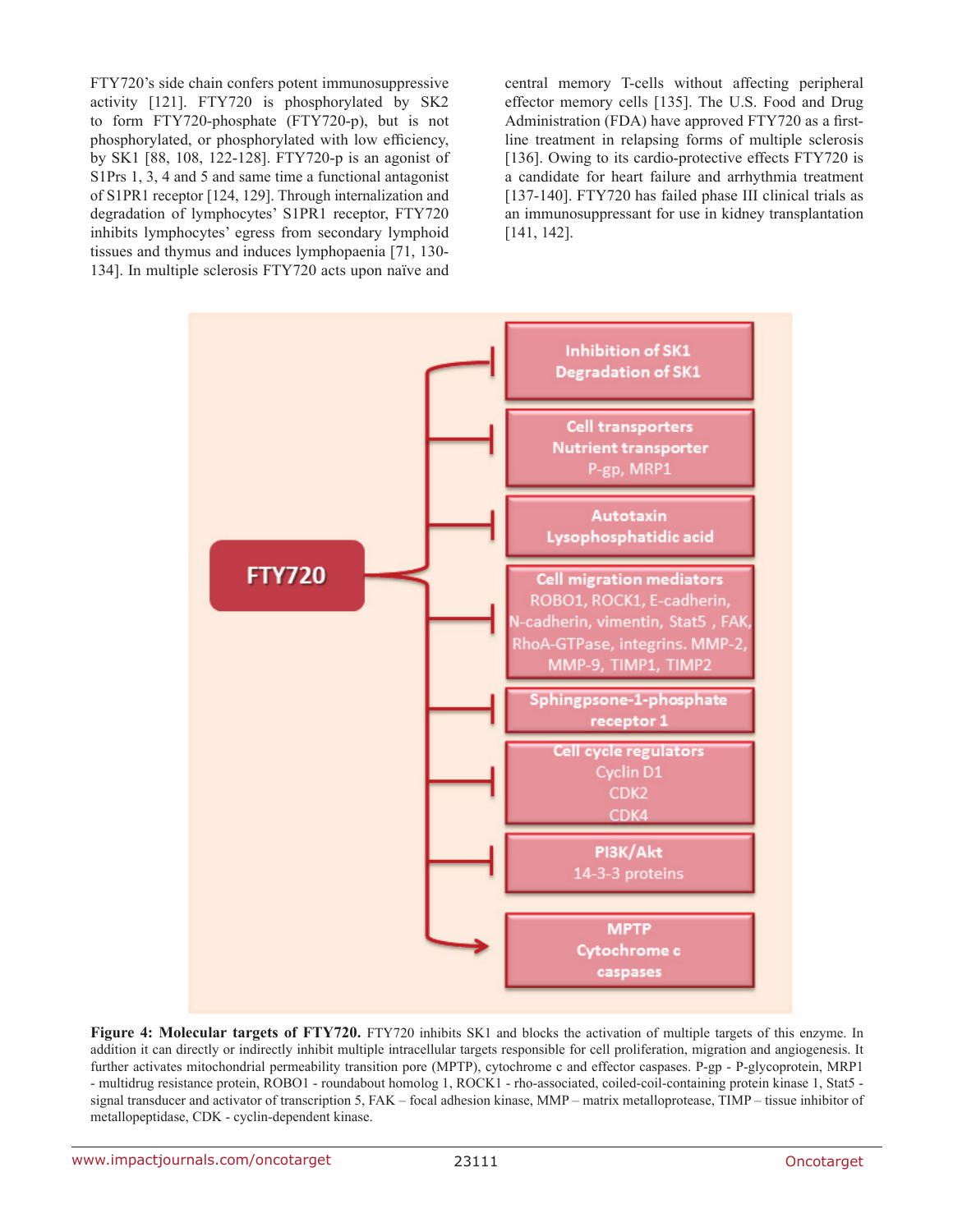FTY720's side chain confers potent immunosuppressive activity [121]. FTY720 is phosphorylated by SK2 to form FTY720-phosphate (FTY720-p), but is not phosphorylated, or phosphorylated with low efficiency, by SK1 [88, 108, 122-128]. FTY720-p is an agonist of S1Prs 1, 3, 4 and 5 and same time a functional antagonist of S1PR1 receptor [124, 129]. Through internalization and degradation of lymphocytes' S1PR1 receptor, FTY720 inhibits lymphocytes' egress from secondary lymphoid tissues and thymus and induces lymphopaenia [71, 130-134]. In multiple sclerosis FTY720 acts upon naïve and central memory T-cells without affecting peripheral effector memory cells [135]. The U.S. Food and Drug Administration (FDA) have approved FTY720 as a first-line treatment in relapsing forms of multiple sclerosis [136]. Owing to its cardio-protective effects FTY720 is a candidate for heart failure and arrhythmia treatment [137-140]. FTY720 has failed phase III clinical trials as an immunosuppressant for use in kidney transplantation [141, 142].

**Figure 4: Molecular targets of FTY720.** FTY720 inhibits SK1 and blocks the activation of multiple targets of this enzyme. In addition it can directly or indirectly inhibit multiple intracellular targets responsible for cell proliferation, migration and angiogenesis. It further activates mitochondrial permeability transition pore (MPTP), cytochrome c and effector caspases. P-gp - P-glycoprotein, MRP1 - multidrug resistance protein, ROBO1 - roundabout homolog 1, ROCK1 - rho-associated, coiled-coil-containing protein kinase 1, Stat5 - signal transducer and activator of transcription 5, FAK – focal adhesion kinase, MMP – matrix metalloprotease, TIMP – tissue inhibitor of metallopeptidase, CDK - cyclin-dependent kinase.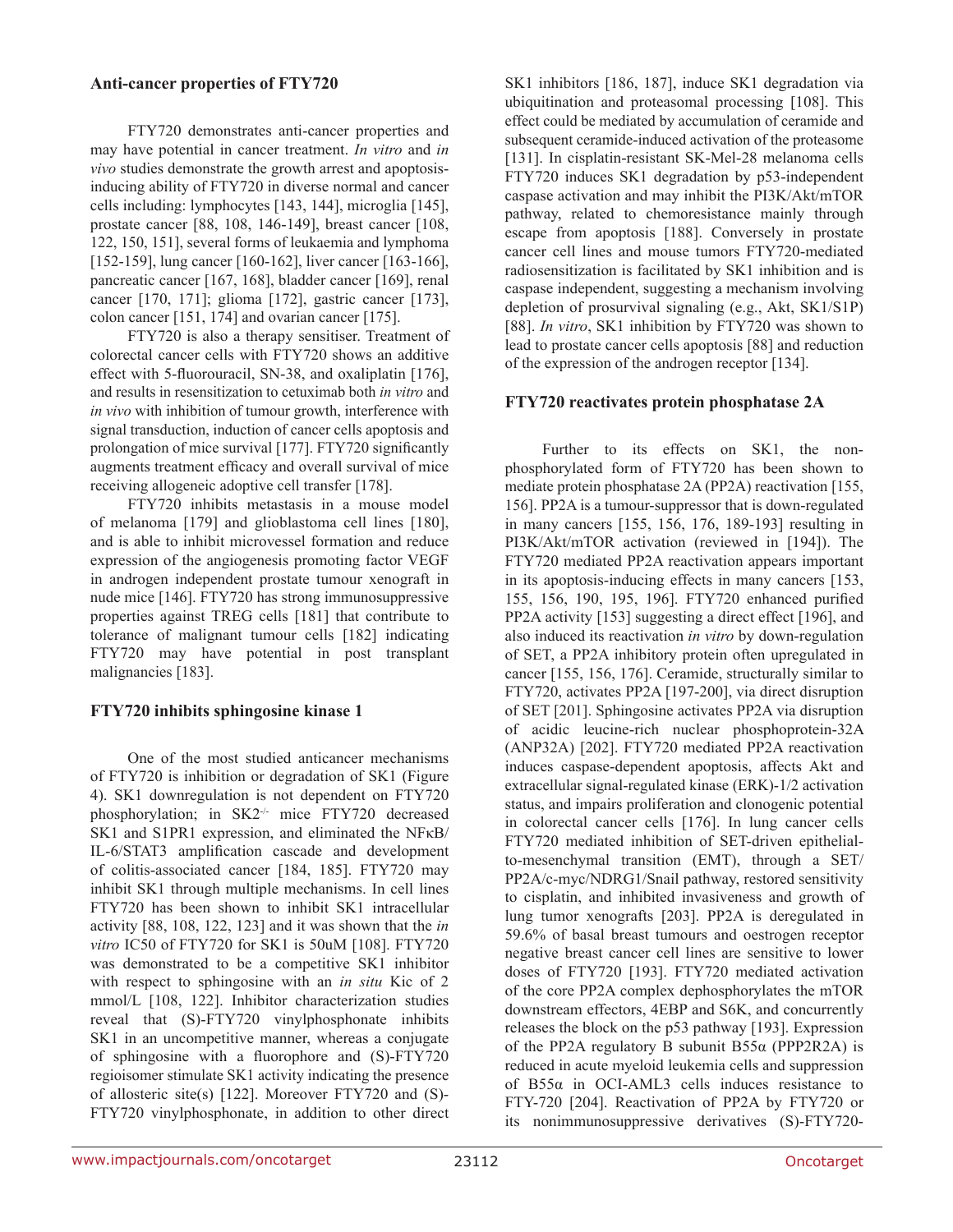## Anti-cancer properties of FTY720

FTY720 demonstrates anti-cancer properties and may have potential in cancer treatment. *In vitro* and *in vivo* studies demonstrate the growth arrest and apoptosis-inducing ability of FTY720 in diverse normal and cancer cells including: lymphocytes [143, 144], microglia [145], prostate cancer [88, 108, 146-149], breast cancer [108, 122, 150, 151], several forms of leukaemia and lymphoma [152-159], lung cancer [160-162], liver cancer [163-166], pancreatic cancer [167, 168], bladder cancer [169], renal cancer [170, 171]; glioma [172], gastric cancer [173], colon cancer [151, 174] and ovarian cancer [175].

FTY720 is also a therapy sensitiser. Treatment of colorectal cancer cells with FTY720 shows an additive effect with 5-fluorouracil, SN-38, and oxaliplatin [176], and results in resensitization to cetuximab both *in vitro* and *in vivo* with inhibition of tumour growth, interference with signal transduction, induction of cancer cells apoptosis and prolongation of mice survival [177]. FTY720 significantly augments treatment efficacy and overall survival of mice receiving allogeneic adoptive cell transfer [178].

FTY720 inhibits metastasis in a mouse model of melanoma [179] and glioblastoma cell lines [180], and is able to inhibit microvessel formation and reduce expression of the angiogenesis promoting factor VEGF in androgen independent prostate tumour xenograft in nude mice [146]. FTY720 has strong immunosuppressive properties against TREG cells [181] that contribute to tolerance of malignant tumour cells [182] indicating FTY720 may have potential in post transplant malignancies [183].

## FTY720 inhibits sphingosine kinase 1

One of the most studied anticancer mechanisms of FTY720 is inhibition or degradation of SK1 (Figure 4). SK1 downregulation is not dependent on FTY720 phosphorylation; in $SK2^{-/-}$ mice FTY720 decreased SK1 and S1PR1 expression, and eliminated the NFκB/IL-6/STAT3 amplification cascade and development of colitis-associated cancer [184, 185]. FTY720 may inhibit SK1 through multiple mechanisms. In cell lines FTY720 has been shown to inhibit SK1 intracellular activity [88, 108, 122, 123] and it was shown that the *in vitro* IC50 of FTY720 for SK1 is 50uM [108]. FTY720 was demonstrated to be a competitive SK1 inhibitor with respect to sphingosine with an *in situ* Kic of 2 mmol/L [108, 122]. Inhibitor characterization studies reveal that (S)-FTY720 vinylphosphonate inhibits SK1 in an uncompetitive manner, whereas a conjugate of sphingosine with a fluorophore and (S)-FTY720 regioisomer stimulate SK1 activity indicating the presence of allosteric site(s) [122]. Moreover FTY720 and (S)-FTY720 vinylphosphonate, in addition to other direct SK1 inhibitors [186, 187], induce SK1 degradation via ubiquitination and proteasomal processing [108]. This effect could be mediated by accumulation of ceramide and subsequent ceramide-induced activation of the proteasome [131]. In cisplatin-resistant SK-Mel-28 melanoma cells FTY720 induces SK1 degradation by p53-independent caspase activation and may inhibit the PI3K/Akt/mTOR pathway, related to chemoresistance mainly through escape from apoptosis [188]. Conversely in prostate cancer cell lines and mouse tumors FTY720-mediated radiosensitization is facilitated by SK1 inhibition and is caspase independent, suggesting a mechanism involving depletion of prosurvival signaling (e.g., Akt, SK1/S1P) [88]. *In vitro*, SK1 inhibition by FTY720 was shown to lead to prostate cancer cells apoptosis [88] and reduction of the expression of the androgen receptor [134].

## FTY720 reactivates protein phosphatase 2A

Further to its effects on SK1, the non-phosphorylated form of FTY720 has been shown to mediate protein phosphatase 2A (PP2A) reactivation [155, 156]. PP2A is a tumour-suppressor that is down-regulated in many cancers [155, 156, 176, 189-193] resulting in PI3K/Akt/mTOR activation (reviewed in [194]). The FTY720 mediated PP2A reactivation appears important in its apoptosis-inducing effects in many cancers [153, 155, 156, 190, 195, 196]. FTY720 enhanced purified PP2A activity [153] suggesting a direct effect [196], and also induced its reactivation *in vitro* by down-regulation of SET, a PP2A inhibitory protein often upregulated in cancer [155, 156, 176]. Ceramide, structurally similar to FTY720, activates PP2A [197-200], via direct disruption of SET [201]. Sphingosine activates PP2A via disruption of acidic leucine-rich nuclear phosphoprotein-32A (ANP32A) [202]. FTY720 mediated PP2A reactivation induces caspase-dependent apoptosis, affects Akt and extracellular signal-regulated kinase (ERK)-1/2 activation status, and impairs proliferation and clonogenic potential in colorectal cancer cells [176]. In lung cancer cells FTY720 mediated inhibition of SET-driven epithelial-to-mesenchymal transition (EMT), through a SET/PP2A/c-myc/NDRG1/Snail pathway, restored sensitivity to cisplatin, and inhibited invasiveness and growth of lung tumor xenografts [203]. PP2A is deregulated in 59.6% of basal breast tumours and oestrogen receptor negative breast cancer cell lines are sensitive to lower doses of FTY720 [193]. FTY720 mediated activation of the core PP2A complex dephosphorylates the mTOR downstream effectors, 4EBP and S6K, and concurrently releases the block on the p53 pathway [193]. Expression of the PP2A regulatory B subunit B55α (PPP2R2A) is reduced in acute myeloid leukemia cells and suppression of B55α in OCI-AML3 cells induces resistance to FTY-720 [204]. Reactivation of PP2A by FTY720 or its nonimmunosuppressive derivatives (S)-FTY720-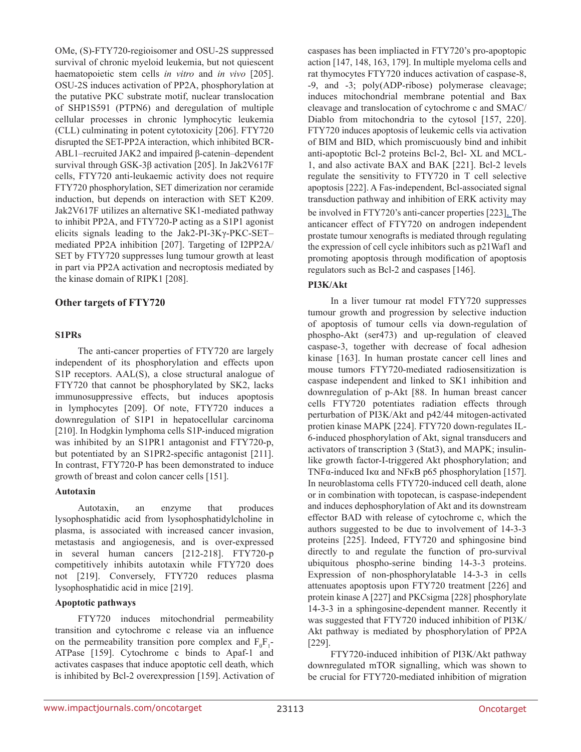OMe, (S)-FTY720-regioisomer and OSU-2S suppressed survival of chronic myeloid leukemia, but not quiescent haematopoietic stem cells *in vitro* and *in vivo* [205]. OSU-2S induces activation of PP2A, phosphorylation at the putative PKC substrate motif, nuclear translocation of SHP1S591 (PTPN6) and deregulation of multiple cellular processes in chronic lymphocytic leukemia (CLL) culminating in potent cytotoxicity [206]. FTY720 disrupted the SET-PP2A interaction, which inhibited BCR-ABL1–recruited JAK2 and impaired β-catenin–dependent survival through GSK-3β activation [205]. In Jak2V617F cells, FTY720 anti-leukaemic activity does not require FTY720 phosphorylation, SET dimerization nor ceramide induction, but depends on interaction with SET K209. Jak2V617F utilizes an alternative SK1-mediated pathway to inhibit PP2A, and FTY720-P acting as a S1P1 agonist elicits signals leading to the Jak2-PI-3Kγ-PKC-SET–mediated PP2A inhibition [207]. Targeting of I2PP2A/SET by FTY720 suppresses lung tumour growth at least in part via PP2A activation and necroptosis mediated by the kinase domain of RIPK1 [208].

## Other targets of FTY720

### S1PRs

The anti-cancer properties of FTY720 are largely independent of its phosphorylation and effects upon S1P receptors. AAL(S), a close structural analogue of FTY720 that cannot be phosphorylated by SK2, lacks immunosuppressive effects, but induces apoptosis in lymphocytes [209]. Of note, FTY720 induces a downregulation of S1P1 in hepatocellular carcinoma [210]. In Hodgkin lymphoma cells S1P-induced migration was inhibited by an S1PR1 antagonist and FTY720-p, but potentiated by an S1PR2-specific antagonist [211]. In contrast, FTY720-P has been demonstrated to induce growth of breast and colon cancer cells [151].

### Autotaxin

Autotaxin, an enzyme that produces lysophosphatidic acid from lysophosphatidylcholine in plasma, is associated with increased cancer invasion, metastasis and angiogenesis, and is over-expressed in several human cancers [212-218]. FTY720-p competitively inhibits autotaxin while FTY720 does not [219]. Conversely, FTY720 reduces plasma lysophosphatidic acid in mice [219].

### Apoptotic pathways

FTY720 induces mitochondrial permeability transition and cytochrome c release via an influence on the permeability transition pore complex and $F_0F_1$-ATPase [159]. Cytochrome c binds to Apaf-1 and activates caspases that induce apoptotic cell death, which is inhibited by Bcl-2 overexpression [159]. Activation of caspases has been impliacted in FTY720's pro-apoptopic action [147, 148, 163, 179]. In multiple myeloma cells and rat thymocytes FTY720 induces activation of caspase-8, -9, and -3; poly(ADP-ribose) polymerase cleavage; induces mitochondrial membrane potential and Bax cleavage and translocation of cytochrome c and SMAC/Diablo from mitochondria to the cytosol [157, 220]. FTY720 induces apoptosis of leukemic cells via activation of BIM and BID, which promiscuously bind and inhibit anti-apoptotic Bcl-2 proteins Bcl-2, Bcl- XL and MCL-1, and also activate BAX and BAK [221]. Bcl-2 levels regulate the sensitivity to FTY720 in T cell selective apoptosis [222]. A Fas-independent, Bcl-associated signal transduction pathway and inhibition of ERK activity may be involved in FTY720's anti-cancer properties [223]. The anticancer effect of FTY720 on androgen independent prostate tumour xenografts is mediated through regulating the expression of cell cycle inhibitors such as p21Waf1 and promoting apoptosis through modification of apoptosis regulators such as Bcl-2 and caspases [146].

### PI3K/Akt

In a liver tumour rat model FTY720 suppresses tumour growth and progression by selective induction of apoptosis of tumour cells via down-regulation of phospho-Akt (ser473) and up-regulation of cleaved caspase-3, together with decrease of focal adhesion kinase [163]. In human prostate cancer cell lines and mouse tumors FTY720-mediated radiosensitization is caspase independent and linked to SK1 inhibition and downregulation of p-Akt [88. In human breast cancer cells FTY720 potentiates radiation effects through perturbation of PI3K/Akt and p42/44 mitogen-activated protien kinase MAPK [224]. FTY720 down-regulates IL-6-induced phosphorylation of Akt, signal transducers and activators of transcription 3 (Stat3), and MAPK; insulin-like growth factor-I-triggered Akt phosphorylation; and TNFα-induced Iκα and NFκB p65 phosphorylation [157]. In neuroblastoma cells FTY720-induced cell death, alone or in combination with topotecan, is caspase-independent and induces dephosphorylation of Akt and its downstream effector BAD with release of cytochrome c, which the authors suggested to be due to involvement of 14-3-3 proteins [225]. Indeed, FTY720 and sphingosine bind directly to and regulate the function of pro-survival ubiquitous phospho-serine binding 14-3-3 proteins. Expression of non-phosphorylatable 14-3-3 in cells attenuates apoptosis upon FTY720 treatment [226] and protein kinase A [227] and PKCsigma [228] phosphorylate 14-3-3 in a sphingosine-dependent manner. Recently it was suggested that FTY720 induced inhibition of PI3K/Akt pathway is mediated by phosphorylation of PP2A [229].

FTY720-induced inhibition of PI3K/Akt pathway downregulated mTOR signalling, which was shown to be crucial for FTY720-mediated inhibition of migration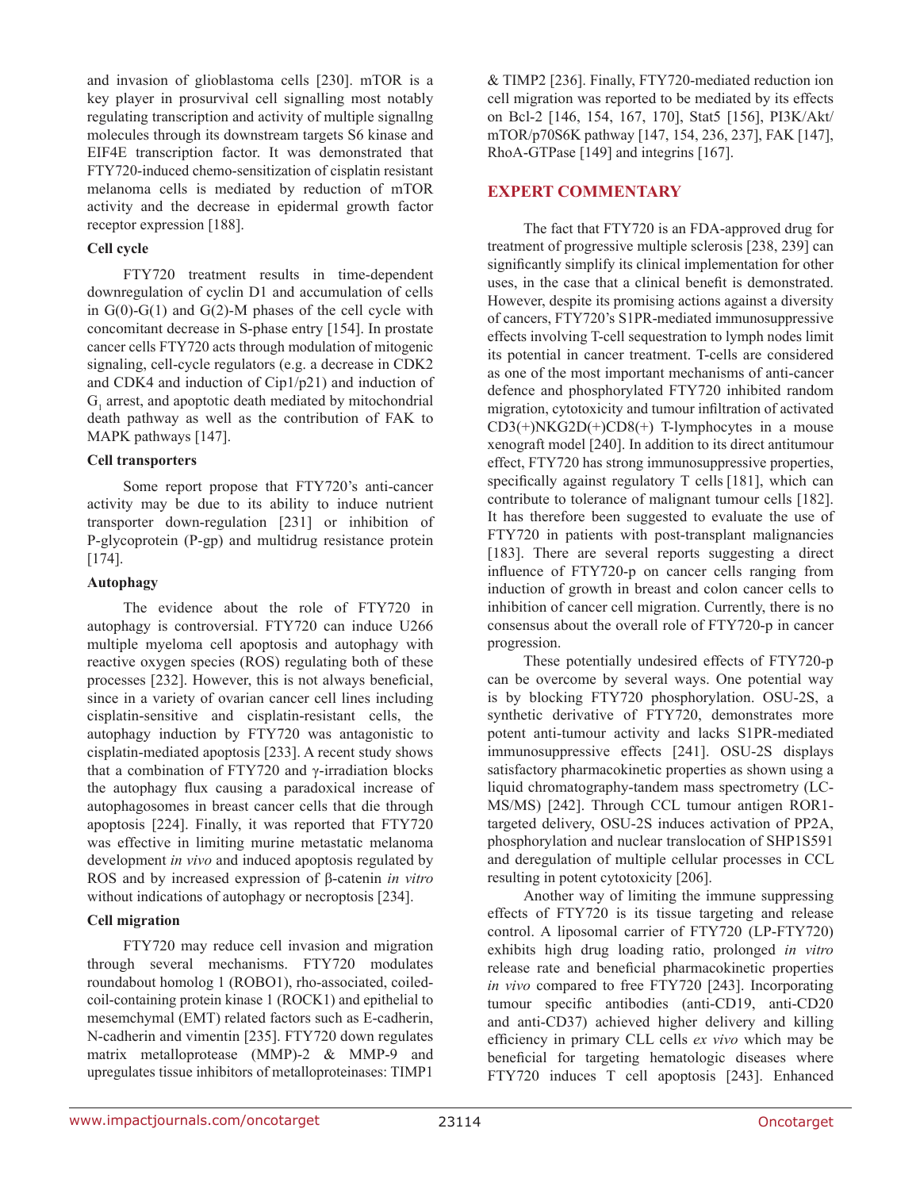and invasion of glioblastoma cells [230]. mTOR is a key player in prosurvival cell signalling most notably regulating transcription and activity of multiple signallng molecules through its downstream targets S6 kinase and EIF4E transcription factor. It was demonstrated that FTY720-induced chemo-sensitization of cisplatin resistant melanoma cells is mediated by reduction of mTOR activity and the decrease in epidermal growth factor receptor expression [188].

**Cell cycle**

FTY720 treatment results in time-dependent downregulation of cyclin D1 and accumulation of cells in G(0)-G(1) and G(2)-M phases of the cell cycle with concomitant decrease in S-phase entry [154]. In prostate cancer cells FTY720 acts through modulation of mitogenic signaling, cell-cycle regulators (e.g. a decrease in CDK2 and CDK4 and induction of Cip1/p21) and induction of $G_1$ arrest, and apoptotic death mediated by mitochondrial death pathway as well as the contribution of FAK to MAPK pathways [147].

**Cell transporters**

Some report propose that FTY720's anti-cancer activity may be due to its ability to induce nutrient transporter down-regulation [231] or inhibition of P-glycoprotein (P-gp) and multidrug resistance protein [174].

**Autophagy**

The evidence about the role of FTY720 in autophagy is controversial. FTY720 can induce U266 multiple myeloma cell apoptosis and autophagy with reactive oxygen species (ROS) regulating both of these processes [232]. However, this is not always beneficial, since in a variety of ovarian cancer cell lines including cisplatin-sensitive and cisplatin-resistant cells, the autophagy induction by FTY720 was antagonistic to cisplatin-mediated apoptosis [233]. A recent study shows that a combination of FTY720 and γ-irradiation blocks the autophagy flux causing a paradoxical increase of autophagosomes in breast cancer cells that die through apoptosis [224]. Finally, it was reported that FTY720 was effective in limiting murine metastatic melanoma development *in vivo* and induced apoptosis regulated by ROS and by increased expression of β-catenin *in vitro* without indications of autophagy or necroptosis [234].

**Cell migration**

FTY720 may reduce cell invasion and migration through several mechanisms. FTY720 modulates roundabout homolog 1 (ROBO1), rho-associated, coiled-coil-containing protein kinase 1 (ROCK1) and epithelial to mesemchymal (EMT) related factors such as E-cadherin, N-cadherin and vimentin [235]. FTY720 down regulates matrix metalloprotease (MMP)-2 & MMP-9 and upregulates tissue inhibitors of metalloproteinases: TIMP1 & TIMP2 [236]. Finally, FTY720-mediated reduction ion cell migration was reported to be mediated by its effects on Bcl-2 [146, 154, 167, 170], Stat5 [156], PI3K/Akt/mTOR/p70S6K pathway [147, 154, 236, 237], FAK [147], RhoA-GTPase [149] and integrins [167].

## EXPERT COMMENTARY

The fact that FTY720 is an FDA-approved drug for treatment of progressive multiple sclerosis [238, 239] can significantly simplify its clinical implementation for other uses, in the case that a clinical benefit is demonstrated. However, despite its promising actions against a diversity of cancers, FTY720's S1PR-mediated immunosuppressive effects involving T-cell sequestration to lymph nodes limit its potential in cancer treatment. T-cells are considered as one of the most important mechanisms of anti-cancer defence and phosphorylated FTY720 inhibited random migration, cytotoxicity and tumour infiltration of activated CD3(+)NKG2D(+)CD8(+) T-lymphocytes in a mouse xenograft model [240]. In addition to its direct antitumour effect, FTY720 has strong immunosuppressive properties, specifically against regulatory T cells [181], which can contribute to tolerance of malignant tumour cells [182]. It has therefore been suggested to evaluate the use of FTY720 in patients with post-transplant malignancies [183]. There are several reports suggesting a direct influence of FTY720-p on cancer cells ranging from induction of growth in breast and colon cancer cells to inhibition of cancer cell migration. Currently, there is no consensus about the overall role of FTY720-p in cancer progression.

These potentially undesired effects of FTY720-p can be overcome by several ways. One potential way is by blocking FTY720 phosphorylation. OSU-2S, a synthetic derivative of FTY720, demonstrates more potent anti-tumour activity and lacks S1PR-mediated immunosuppressive effects [241]. OSU-2S displays satisfactory pharmacokinetic properties as shown using a liquid chromatography-tandem mass spectrometry (LC-MS/MS) [242]. Through CCL tumour antigen ROR1-targeted delivery, OSU-2S induces activation of PP2A, phosphorylation and nuclear translocation of SHP1S591 and deregulation of multiple cellular processes in CCL resulting in potent cytotoxicity [206].

Another way of limiting the immune suppressing effects of FTY720 is its tissue targeting and release control. A liposomal carrier of FTY720 (LP-FTY720) exhibits high drug loading ratio, prolonged *in vitro* release rate and beneficial pharmacokinetic properties *in vivo* compared to free FTY720 [243]. Incorporating tumour specific antibodies (anti-CD19, anti-CD20 and anti-CD37) achieved higher delivery and killing efficiency in primary CLL cells *ex vivo* which may be beneficial for targeting hematologic diseases where FTY720 induces T cell apoptosis [243]. Enhanced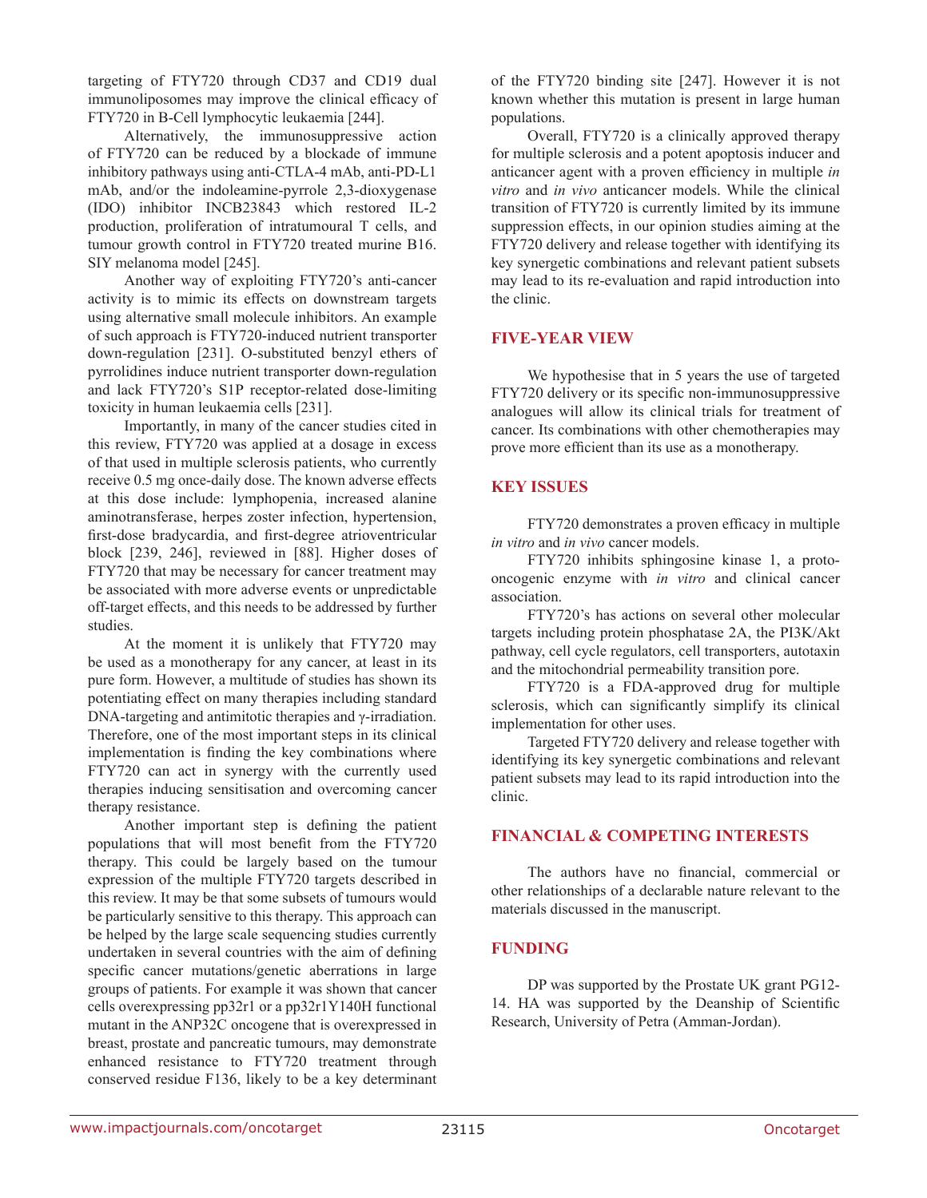targeting of FTY720 through CD37 and CD19 dual immunoliposomes may improve the clinical efficacy of FTY720 in B-Cell lymphocytic leukaemia [244].

Alternatively, the immunosuppressive action of FTY720 can be reduced by a blockade of immune inhibitory pathways using anti-CTLA-4 mAb, anti-PD-L1 mAb, and/or the indoleamine-pyrrole 2,3-dioxygenase (IDO) inhibitor INCB23843 which restored IL-2 production, proliferation of intratumoural T cells, and tumour growth control in FTY720 treated murine B16. SIY melanoma model [245].

Another way of exploiting FTY720's anti-cancer activity is to mimic its effects on downstream targets using alternative small molecule inhibitors. An example of such approach is FTY720-induced nutrient transporter down-regulation [231]. O-substituted benzyl ethers of pyrrolidines induce nutrient transporter down-regulation and lack FTY720's S1P receptor-related dose-limiting toxicity in human leukaemia cells [231].

Importantly, in many of the cancer studies cited in this review, FTY720 was applied at a dosage in excess of that used in multiple sclerosis patients, who currently receive 0.5 mg once-daily dose. The known adverse effects at this dose include: lymphopenia, increased alanine aminotransferase, herpes zoster infection, hypertension, first-dose bradycardia, and first-degree atrioventricular block [239, 246], reviewed in [88]. Higher doses of FTY720 that may be necessary for cancer treatment may be associated with more adverse events or unpredictable off-target effects, and this needs to be addressed by further studies.

At the moment it is unlikely that FTY720 may be used as a monotherapy for any cancer, at least in its pure form. However, a multitude of studies has shown its potentiating effect on many therapies including standard DNA-targeting and antimitotic therapies and γ-irradiation. Therefore, one of the most important steps in its clinical implementation is finding the key combinations where FTY720 can act in synergy with the currently used therapies inducing sensitisation and overcoming cancer therapy resistance.

Another important step is defining the patient populations that will most benefit from the FTY720 therapy. This could be largely based on the tumour expression of the multiple FTY720 targets described in this review. It may be that some subsets of tumours would be particularly sensitive to this therapy. This approach can be helped by the large scale sequencing studies currently undertaken in several countries with the aim of defining specific cancer mutations/genetic aberrations in large groups of patients. For example it was shown that cancer cells overexpressing pp32r1 or a pp32r1Y140H functional mutant in the ANP32C oncogene that is overexpressed in breast, prostate and pancreatic tumours, may demonstrate enhanced resistance to FTY720 treatment through conserved residue F136, likely to be a key determinant of the FTY720 binding site [247]. However it is not known whether this mutation is present in large human populations.

Overall, FTY720 is a clinically approved therapy for multiple sclerosis and a potent apoptosis inducer and anticancer agent with a proven efficiency in multiple *in vitro* and *in vivo* anticancer models. While the clinical transition of FTY720 is currently limited by its immune suppression effects, in our opinion studies aiming at the FTY720 delivery and release together with identifying its key synergetic combinations and relevant patient subsets may lead to its re-evaluation and rapid introduction into the clinic.

## FIVE-YEAR VIEW

We hypothesise that in 5 years the use of targeted FTY720 delivery or its specific non-immunosuppressive analogues will allow its clinical trials for treatment of cancer. Its combinations with other chemotherapies may prove more efficient than its use as a monotherapy.

## KEY ISSUES

FTY720 demonstrates a proven efficacy in multiple *in vitro* and *in vivo* cancer models.

FTY720 inhibits sphingosine kinase 1, a proto-oncogenic enzyme with *in vitro* and clinical cancer association.

FTY720's has actions on several other molecular targets including protein phosphatase 2A, the PI3K/Akt pathway, cell cycle regulators, cell transporters, autotaxin and the mitochondrial permeability transition pore.

FTY720 is a FDA-approved drug for multiple sclerosis, which can significantly simplify its clinical implementation for other uses.

Targeted FTY720 delivery and release together with identifying its key synergetic combinations and relevant patient subsets may lead to its rapid introduction into the clinic.

## FINANCIAL & COMPETING INTERESTS

The authors have no financial, commercial or other relationships of a declarable nature relevant to the materials discussed in the manuscript.

## FUNDING

DP was supported by the Prostate UK grant PG12-14. HA was supported by the Deanship of Scientific Research, University of Petra (Amman-Jordan).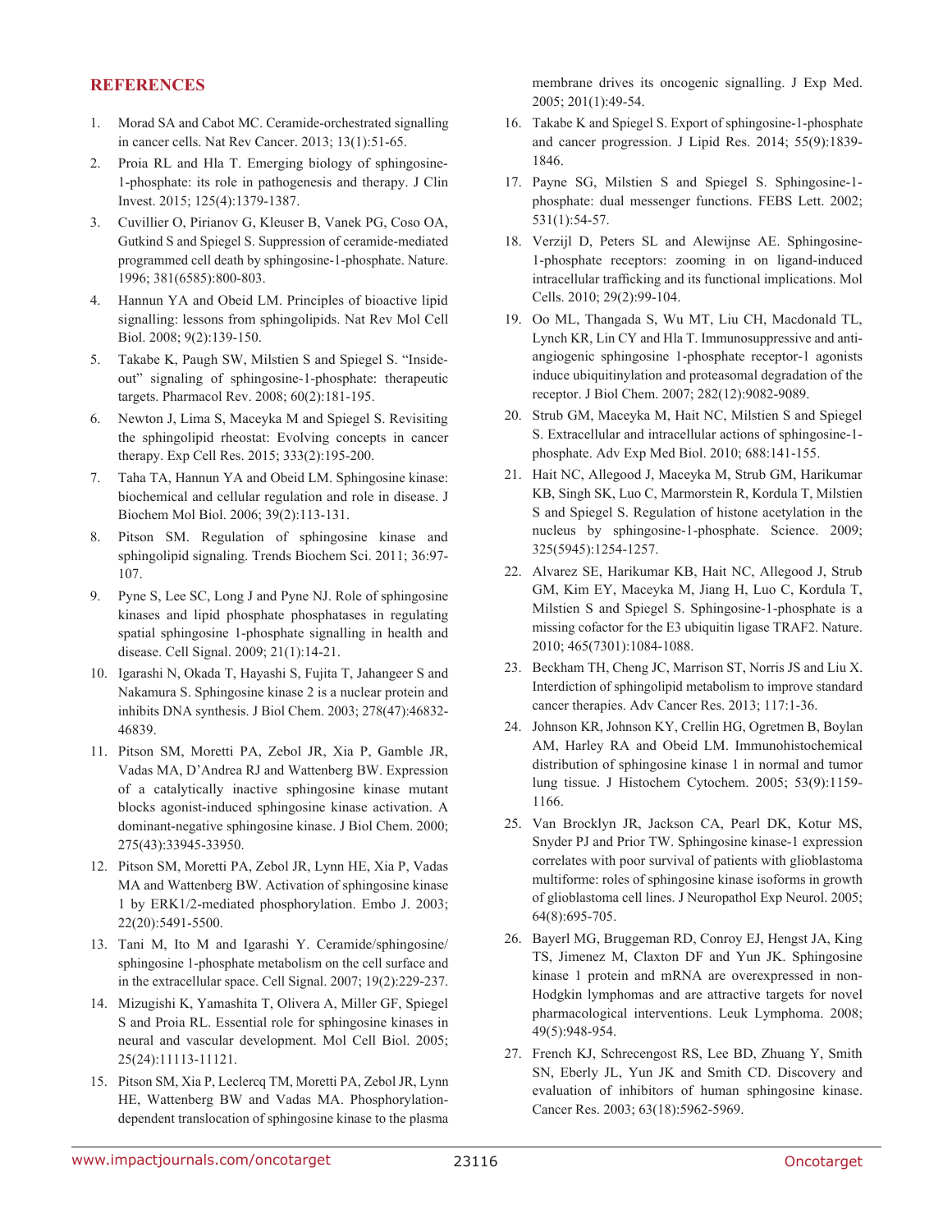## REFERENCES

1. Morad SA and Cabot MC. Ceramide-orchestrated signalling in cancer cells. Nat Rev Cancer. 2013; 13(1):51-65.
2. Proia RL and Hla T. Emerging biology of sphingosine-1-phosphate: its role in pathogenesis and therapy. J Clin Invest. 2015; 125(4):1379-1387.
3. Cuvillier O, Pirianov G, Kleuser B, Vanek PG, Coso OA, Gutkind S and Spiegel S. Suppression of ceramide-mediated programmed cell death by sphingosine-1-phosphate. Nature. 1996; 381(6585):800-803.
4. Hannun YA and Obeid LM. Principles of bioactive lipid signalling: lessons from sphingolipids. Nat Rev Mol Cell Biol. 2008; 9(2):139-150.
5. Takabe K, Paugh SW, Milstien S and Spiegel S. "Inside-out" signaling of sphingosine-1-phosphate: therapeutic targets. Pharmacol Rev. 2008; 60(2):181-195.
6. Newton J, Lima S, Maceyka M and Spiegel S. Revisiting the sphingolipid rheostat: Evolving concepts in cancer therapy. Exp Cell Res. 2015; 333(2):195-200.
7. Taha TA, Hannun YA and Obeid LM. Sphingosine kinase: biochemical and cellular regulation and role in disease. J Biochem Mol Biol. 2006; 39(2):113-131.
8. Pitson SM. Regulation of sphingosine kinase and sphingolipid signaling. Trends Biochem Sci. 2011; 36:97-107.
9. Pyne S, Lee SC, Long J and Pyne NJ. Role of sphingosine kinases and lipid phosphate phosphatases in regulating spatial sphingosine 1-phosphate signalling in health and disease. Cell Signal. 2009; 21(1):14-21.
10. Igarashi N, Okada T, Hayashi S, Fujita T, Jahangeer S and Nakamura S. Sphingosine kinase 2 is a nuclear protein and inhibits DNA synthesis. J Biol Chem. 2003; 278(47):46832-46839.
11. Pitson SM, Moretti PA, Zebol JR, Xia P, Gamble JR, Vadas MA, D'Andrea RJ and Wattenberg BW. Expression of a catalytically inactive sphingosine kinase mutant blocks agonist-induced sphingosine kinase activation. A dominant-negative sphingosine kinase. J Biol Chem. 2000; 275(43):33945-33950.
12. Pitson SM, Moretti PA, Zebol JR, Lynn HE, Xia P, Vadas MA and Wattenberg BW. Activation of sphingosine kinase 1 by ERK1/2-mediated phosphorylation. Embo J. 2003; 22(20):5491-5500.
13. Tani M, Ito M and Igarashi Y. Ceramide/sphingosine/sphingosine 1-phosphate metabolism on the cell surface and in the extracellular space. Cell Signal. 2007; 19(2):229-237.
14. Mizugishi K, Yamashita T, Olivera A, Miller GF, Spiegel S and Proia RL. Essential role for sphingosine kinases in neural and vascular development. Mol Cell Biol. 2005; 25(24):11113-11121.
15. Pitson SM, Xia P, Leclercq TM, Moretti PA, Zebol JR, Lynn HE, Wattenberg BW and Vadas MA. Phosphorylation-dependent translocation of sphingosine kinase to the plasma membrane drives its oncogenic signalling. J Exp Med. 2005; 201(1):49-54.
16. Takabe K and Spiegel S. Export of sphingosine-1-phosphate and cancer progression. J Lipid Res. 2014; 55(9):1839-1846.
17. Payne SG, Milstien S and Spiegel S. Sphingosine-1-phosphate: dual messenger functions. FEBS Lett. 2002; 531(1):54-57.
18. Verzijl D, Peters SL and Alewijnse AE. Sphingosine-1-phosphate receptors: zooming in on ligand-induced intracellular trafficking and its functional implications. Mol Cells. 2010; 29(2):99-104.
19. Oo ML, Thangada S, Wu MT, Liu CH, Macdonald TL, Lynch KR, Lin CY and Hla T. Immunosuppressive and anti-angiogenic sphingosine 1-phosphate receptor-1 agonists induce ubiquitinylation and proteasomal degradation of the receptor. J Biol Chem. 2007; 282(12):9082-9089.
20. Strub GM, Maceyka M, Hait NC, Milstien S and Spiegel S. Extracellular and intracellular actions of sphingosine-1-phosphate. Adv Exp Med Biol. 2010; 688:141-155.
21. Hait NC, Allegood J, Maceyka M, Strub GM, Harikumar KB, Singh SK, Luo C, Marmorstein R, Kordula T, Milstien S and Spiegel S. Regulation of histone acetylation in the nucleus by sphingosine-1-phosphate. Science. 2009; 325(5945):1254-1257.
22. Alvarez SE, Harikumar KB, Hait NC, Allegood J, Strub GM, Kim EY, Maceyka M, Jiang H, Luo C, Kordula T, Milstien S and Spiegel S. Sphingosine-1-phosphate is a missing cofactor for the E3 ubiquitin ligase TRAF2. Nature. 2010; 465(7301):1084-1088.
23. Beckham TH, Cheng JC, Marrison ST, Norris JS and Liu X. Interdiction of sphingolipid metabolism to improve standard cancer therapies. Adv Cancer Res. 2013; 117:1-36.
24. Johnson KR, Johnson KY, Crellin HG, Ogretmen B, Boylan AM, Harley RA and Obeid LM. Immunohistochemical distribution of sphingosine kinase 1 in normal and tumor lung tissue. J Histochem Cytochem. 2005; 53(9):1159-1166.
25. Van Brocklyn JR, Jackson CA, Pearl DK, Kotur MS, Snyder PJ and Prior TW. Sphingosine kinase-1 expression correlates with poor survival of patients with glioblastoma multiforme: roles of sphingosine kinase isoforms in growth of glioblastoma cell lines. J Neuropathol Exp Neurol. 2005; 64(8):695-705.
26. Bayerl MG, Bruggeman RD, Conroy EJ, Hengst JA, King TS, Jimenez M, Claxton DF and Yun JK. Sphingosine kinase 1 protein and mRNA are overexpressed in non-Hodgkin lymphomas and are attractive targets for novel pharmacological interventions. Leuk Lymphoma. 2008; 49(5):948-954.
27. French KJ, Schrecengost RS, Lee BD, Zhuang Y, Smith SN, Eberly JL, Yun JK and Smith CD. Discovery and evaluation of inhibitors of human sphingosine kinase. Cancer Res. 2003; 63(18):5962-5969.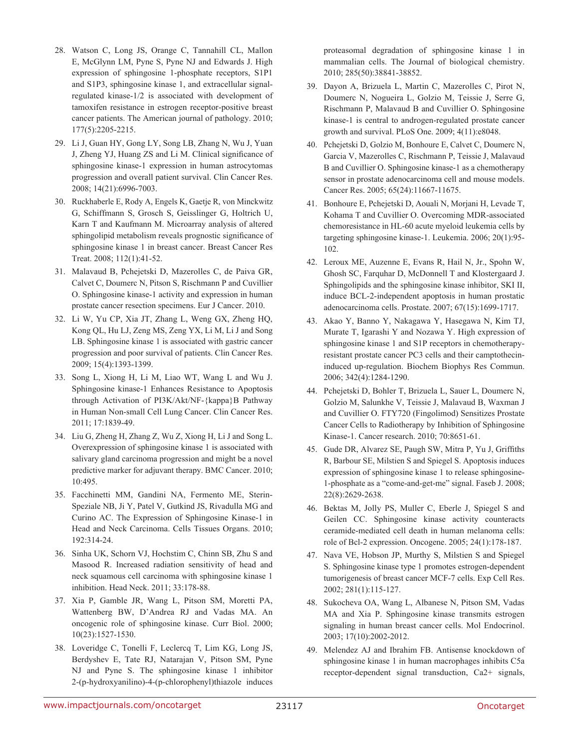28. Watson C, Long JS, Orange C, Tannahill CL, Mallon E, McGlynn LM, Pyne S, Pyne NJ and Edwards J. High expression of sphingosine 1-phosphate receptors, S1P1 and S1P3, sphingosine kinase 1, and extracellular signal-regulated kinase-1/2 is associated with development of tamoxifen resistance in estrogen receptor-positive breast cancer patients. The American journal of pathology. 2010; 177(5):2205-2215.

29. Li J, Guan HY, Gong LY, Song LB, Zhang N, Wu J, Yuan J, Zheng YJ, Huang ZS and Li M. Clinical significance of sphingosine kinase-1 expression in human astrocytomas progression and overall patient survival. Clin Cancer Res. 2008; 14(21):6996-7003.

30. Ruckhaberle E, Rody A, Engels K, Gaetje R, von Minckwitz G, Schiffmann S, Grosch S, Geisslinger G, Holtrich U, Karn T and Kaufmann M. Microarray analysis of altered sphingolipid metabolism reveals prognostic significance of sphingosine kinase 1 in breast cancer. Breast Cancer Res Treat. 2008; 112(1):41-52.

31. Malavaud B, Pchejetski D, Mazerolles C, de Paiva GR, Calvet C, Doumerc N, Pitson S, Rischmann P and Cuvillier O. Sphingosine kinase-1 activity and expression in human prostate cancer resection specimens. Eur J Cancer. 2010.

32. Li W, Yu CP, Xia JT, Zhang L, Weng GX, Zheng HQ, Kong QL, Hu LJ, Zeng MS, Zeng YX, Li M, Li J and Song LB. Sphingosine kinase 1 is associated with gastric cancer progression and poor survival of patients. Clin Cancer Res. 2009; 15(4):1393-1399.

33. Song L, Xiong H, Li M, Liao WT, Wang L and Wu J. Sphingosine kinase-1 Enhances Resistance to Apoptosis through Activation of PI3K/Akt/NF-{kappa}B Pathway in Human Non-small Cell Lung Cancer. Clin Cancer Res. 2011; 17:1839-49.

34. Liu G, Zheng H, Zhang Z, Wu Z, Xiong H, Li J and Song L. Overexpression of sphingosine kinase 1 is associated with salivary gland carcinoma progression and might be a novel predictive marker for adjuvant therapy. BMC Cancer. 2010; 10:495.

35. Facchinetti MM, Gandini NA, Fermento ME, Sterin-Speziale NB, Ji Y, Patel V, Gutkind JS, Rivadulla MG and Curino AC. The Expression of Sphingosine Kinase-1 in Head and Neck Carcinoma. Cells Tissues Organs. 2010; 192:314-24.

36. Sinha UK, Schorn VJ, Hochstim C, Chinn SB, Zhu S and Masood R. Increased radiation sensitivity of head and neck squamous cell carcinoma with sphingosine kinase 1 inhibition. Head Neck. 2011; 33:178-88.

37. Xia P, Gamble JR, Wang L, Pitson SM, Moretti PA, Wattenberg BW, D'Andrea RJ and Vadas MA. An oncogenic role of sphingosine kinase. Curr Biol. 2000; 10(23):1527-1530.

38. Loveridge C, Tonelli F, Leclercq T, Lim KG, Long JS, Berdyshev E, Tate RJ, Natarajan V, Pitson SM, Pyne NJ and Pyne S. The sphingosine kinase 1 inhibitor 2-(p-hydroxyanilino)-4-(p-chlorophenyl)thiazole induces proteasomal degradation of sphingosine kinase 1 in mammalian cells. The Journal of biological chemistry. 2010; 285(50):38841-38852.

39. Dayon A, Brizuela L, Martin C, Mazerolles C, Pirot N, Doumerc N, Nogueira L, Golzio M, Teissie J, Serre G, Rischmann P, Malavaud B and Cuvillier O. Sphingosine kinase-1 is central to androgen-regulated prostate cancer growth and survival. PLoS One. 2009; 4(11):e8048.

40. Pchejetski D, Golzio M, Bonhoure E, Calvet C, Doumerc N, Garcia V, Mazerolles C, Rischmann P, Teissie J, Malavaud B and Cuvillier O. Sphingosine kinase-1 as a chemotherapy sensor in prostate adenocarcinoma cell and mouse models. Cancer Res. 2005; 65(24):11667-11675.

41. Bonhoure E, Pchejetski D, Aouali N, Morjani H, Levade T, Kohama T and Cuvillier O. Overcoming MDR-associated chemoresistance in HL-60 acute myeloid leukemia cells by targeting sphingosine kinase-1. Leukemia. 2006; 20(1):95-102.

42. Leroux ME, Auzenne E, Evans R, Hail N, Jr., Spohn W, Ghosh SC, Farquhar D, McDonnell T and Klostergaard J. Sphingolipids and the sphingosine kinase inhibitor, SKI II, induce BCL-2-independent apoptosis in human prostatic adenocarcinoma cells. Prostate. 2007; 67(15):1699-1717.

43. Akao Y, Banno Y, Nakagawa Y, Hasegawa N, Kim TJ, Murate T, Igarashi Y and Nozawa Y. High expression of sphingosine kinase 1 and S1P receptors in chemotherapy-resistant prostate cancer PC3 cells and their camptothecin-induced up-regulation. Biochem Biophys Res Commun. 2006; 342(4):1284-1290.

44. Pchejetski D, Bohler T, Brizuela L, Sauer L, Doumerc N, Golzio M, Salunkhe V, Teissie J, Malavaud B, Waxman J and Cuvillier O. FTY720 (Fingolimod) Sensitizes Prostate Cancer Cells to Radiotherapy by Inhibition of Sphingosine Kinase-1. Cancer research. 2010; 70:8651-61.

45. Gude DR, Alvarez SE, Paugh SW, Mitra P, Yu J, Griffiths R, Barbour SE, Milstien S and Spiegel S. Apoptosis induces expression of sphingosine kinase 1 to release sphingosine-1-phosphate as a "come-and-get-me" signal. Faseb J. 2008; 22(8):2629-2638.

46. Bektas M, Jolly PS, Muller C, Eberle J, Spiegel S and Geilen CC. Sphingosine kinase activity counteracts ceramide-mediated cell death in human melanoma cells: role of Bcl-2 expression. Oncogene. 2005; 24(1):178-187.

47. Nava VE, Hobson JP, Murthy S, Milstien S and Spiegel S. Sphingosine kinase type 1 promotes estrogen-dependent tumorigenesis of breast cancer MCF-7 cells. Exp Cell Res. 2002; 281(1):115-127.

48. Sukocheva OA, Wang L, Albanese N, Pitson SM, Vadas MA and Xia P. Sphingosine kinase transmits estrogen signaling in human breast cancer cells. Mol Endocrinol. 2003; 17(10):2002-2012.

49. Melendez AJ and Ibrahim FB. Antisense knockdown of sphingosine kinase 1 in human macrophages inhibits C5a receptor-dependent signal transduction, Ca2+ signals,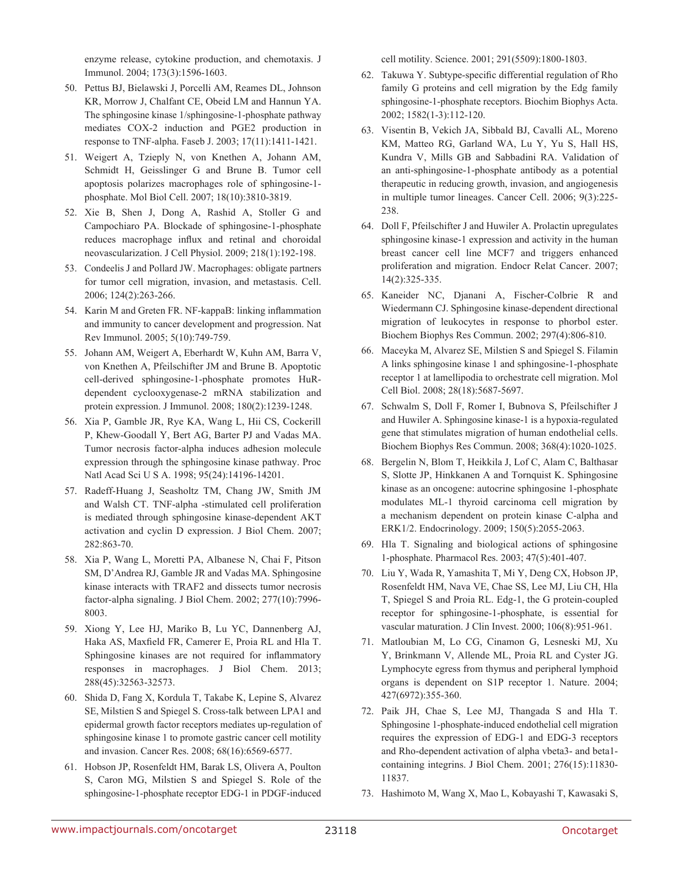enzyme release, cytokine production, and chemotaxis. J Immunol. 2004; 173(3):1596-1603.

50. Pettus BJ, Bielawski J, Porcelli AM, Reames DL, Johnson KR, Morrow J, Chalfant CE, Obeid LM and Hannun YA. The sphingosine kinase 1/sphingosine-1-phosphate pathway mediates COX-2 induction and PGE2 production in response to TNF-alpha. Faseb J. 2003; 17(11):1411-1421.

51. Weigert A, Tzieply N, von Knethen A, Johann AM, Schmidt H, Geisslinger G and Brune B. Tumor cell apoptosis polarizes macrophages role of sphingosine-1-phosphate. Mol Biol Cell. 2007; 18(10):3810-3819.

52. Xie B, Shen J, Dong A, Rashid A, Stoller G and Campochiaro PA. Blockade of sphingosine-1-phosphate reduces macrophage influx and retinal and choroidal neovascularization. J Cell Physiol. 2009; 218(1):192-198.

53. Condeelis J and Pollard JW. Macrophages: obligate partners for tumor cell migration, invasion, and metastasis. Cell. 2006; 124(2):263-266.

54. Karin M and Greten FR. NF-kappaB: linking inflammation and immunity to cancer development and progression. Nat Rev Immunol. 2005; 5(10):749-759.

55. Johann AM, Weigert A, Eberhardt W, Kuhn AM, Barra V, von Knethen A, Pfeilschifter JM and Brune B. Apoptotic cell-derived sphingosine-1-phosphate promotes HuR-dependent cyclooxygenase-2 mRNA stabilization and protein expression. J Immunol. 2008; 180(2):1239-1248.

56. Xia P, Gamble JR, Rye KA, Wang L, Hii CS, Cockerill P, Khew-Goodall Y, Bert AG, Barter PJ and Vadas MA. Tumor necrosis factor-alpha induces adhesion molecule expression through the sphingosine kinase pathway. Proc Natl Acad Sci U S A. 1998; 95(24):14196-14201.

57. Radeff-Huang J, Seasholtz TM, Chang JW, Smith JM and Walsh CT. TNF-alpha -stimulated cell proliferation is mediated through sphingosine kinase-dependent AKT activation and cyclin D expression. J Biol Chem. 2007; 282:863-70.

58. Xia P, Wang L, Moretti PA, Albanese N, Chai F, Pitson SM, D'Andrea RJ, Gamble JR and Vadas MA. Sphingosine kinase interacts with TRAF2 and dissects tumor necrosis factor-alpha signaling. J Biol Chem. 2002; 277(10):7996-8003.

59. Xiong Y, Lee HJ, Mariko B, Lu YC, Dannenberg AJ, Haka AS, Maxfield FR, Camerer E, Proia RL and Hla T. Sphingosine kinases are not required for inflammatory responses in macrophages. J Biol Chem. 2013; 288(45):32563-32573.

60. Shida D, Fang X, Kordula T, Takabe K, Lepine S, Alvarez SE, Milstien S and Spiegel S. Cross-talk between LPA1 and epidermal growth factor receptors mediates up-regulation of sphingosine kinase 1 to promote gastric cancer cell motility and invasion. Cancer Res. 2008; 68(16):6569-6577.

61. Hobson JP, Rosenfeldt HM, Barak LS, Olivera A, Poulton S, Caron MG, Milstien S and Spiegel S. Role of the sphingosine-1-phosphate receptor EDG-1 in PDGF-induced cell motility. Science. 2001; 291(5509):1800-1803.

62. Takuwa Y. Subtype-specific differential regulation of Rho family G proteins and cell migration by the Edg family sphingosine-1-phosphate receptors. Biochim Biophys Acta. 2002; 1582(1-3):112-120.

63. Visentin B, Vekich JA, Sibbald BJ, Cavalli AL, Moreno KM, Matteo RG, Garland WA, Lu Y, Yu S, Hall HS, Kundra V, Mills GB and Sabbadini RA. Validation of an anti-sphingosine-1-phosphate antibody as a potential therapeutic in reducing growth, invasion, and angiogenesis in multiple tumor lineages. Cancer Cell. 2006; 9(3):225-238.

64. Doll F, Pfeilschifter J and Huwiler A. Prolactin upregulates sphingosine kinase-1 expression and activity in the human breast cancer cell line MCF7 and triggers enhanced proliferation and migration. Endocr Relat Cancer. 2007; 14(2):325-335.

65. Kaneider NC, Djanani A, Fischer-Colbrie R and Wiedermann CJ. Sphingosine kinase-dependent directional migration of leukocytes in response to phorbol ester. Biochem Biophys Res Commun. 2002; 297(4):806-810.

66. Maceyka M, Alvarez SE, Milstien S and Spiegel S. Filamin A links sphingosine kinase 1 and sphingosine-1-phosphate receptor 1 at lamellipodia to orchestrate cell migration. Mol Cell Biol. 2008; 28(18):5687-5697.

67. Schwalm S, Doll F, Romer I, Bubnova S, Pfeilschifter J and Huwiler A. Sphingosine kinase-1 is a hypoxia-regulated gene that stimulates migration of human endothelial cells. Biochem Biophys Res Commun. 2008; 368(4):1020-1025.

68. Bergelin N, Blom T, Heikkila J, Lof C, Alam C, Balthasar S, Slotte JP, Hinkkanen A and Tornquist K. Sphingosine kinase as an oncogene: autocrine sphingosine 1-phosphate modulates ML-1 thyroid carcinoma cell migration by a mechanism dependent on protein kinase C-alpha and ERK1/2. Endocrinology. 2009; 150(5):2055-2063.

69. Hla T. Signaling and biological actions of sphingosine 1-phosphate. Pharmacol Res. 2003; 47(5):401-407.

70. Liu Y, Wada R, Yamashita T, Mi Y, Deng CX, Hobson JP, Rosenfeldt HM, Nava VE, Chae SS, Lee MJ, Liu CH, Hla T, Spiegel S and Proia RL. Edg-1, the G protein-coupled receptor for sphingosine-1-phosphate, is essential for vascular maturation. J Clin Invest. 2000; 106(8):951-961.

71. Matloubian M, Lo CG, Cinamon G, Lesneski MJ, Xu Y, Brinkmann V, Allende ML, Proia RL and Cyster JG. Lymphocyte egress from thymus and peripheral lymphoid organs is dependent on S1P receptor 1. Nature. 2004; 427(6972):355-360.

72. Paik JH, Chae S, Lee MJ, Thangada S and Hla T. Sphingosine 1-phosphate-induced endothelial cell migration requires the expression of EDG-1 and EDG-3 receptors and Rho-dependent activation of alpha vbeta3- and beta1-containing integrins. J Biol Chem. 2001; 276(15):11830-11837.

73. Hashimoto M, Wang X, Mao L, Kobayashi T, Kawasaki S,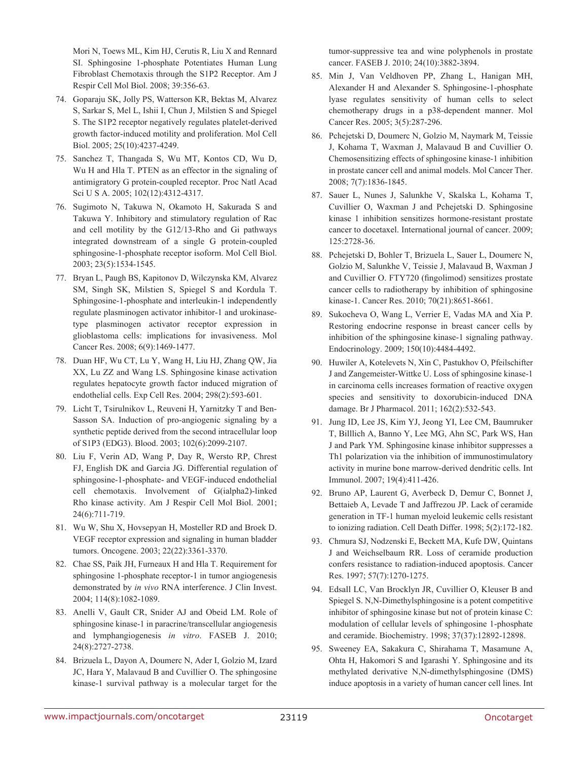Mori N, Toews ML, Kim HJ, Cerutis R, Liu X and Rennard SI. Sphingosine 1-phosphate Potentiates Human Lung Fibroblast Chemotaxis through the S1P2 Receptor. Am J Respir Cell Mol Biol. 2008; 39:356-63.

74. Goparaju SK, Jolly PS, Watterson KR, Bektas M, Alvarez S, Sarkar S, Mel L, Ishii I, Chun J, Milstien S and Spiegel S. The S1P2 receptor negatively regulates platelet-derived growth factor-induced motility and proliferation. Mol Cell Biol. 2005; 25(10):4237-4249.

75. Sanchez T, Thangada S, Wu MT, Kontos CD, Wu D, Wu H and Hla T. PTEN as an effector in the signaling of antimigratory G protein-coupled receptor. Proc Natl Acad Sci U S A. 2005; 102(12):4312-4317.

76. Sugimoto N, Takuwa N, Okamoto H, Sakurada S and Takuwa Y. Inhibitory and stimulatory regulation of Rac and cell motility by the G12/13-Rho and Gi pathways integrated downstream of a single G protein-coupled sphingosine-1-phosphate receptor isoform. Mol Cell Biol. 2003; 23(5):1534-1545.

77. Bryan L, Paugh BS, Kapitonov D, Wilczynska KM, Alvarez SM, Singh SK, Milstien S, Spiegel S and Kordula T. Sphingosine-1-phosphate and interleukin-1 independently regulate plasminogen activator inhibitor-1 and urokinase-type plasminogen activator receptor expression in glioblastoma cells: implications for invasiveness. Mol Cancer Res. 2008; 6(9):1469-1477.

78. Duan HF, Wu CT, Lu Y, Wang H, Liu HJ, Zhang QW, Jia XX, Lu ZZ and Wang LS. Sphingosine kinase activation regulates hepatocyte growth factor induced migration of endothelial cells. Exp Cell Res. 2004; 298(2):593-601.

79. Licht T, Tsirulnikov L, Reuveni H, Yarnitzky T and Ben-Sasson SA. Induction of pro-angiogenic signaling by a synthetic peptide derived from the second intracellular loop of S1P3 (EDG3). Blood. 2003; 102(6):2099-2107.

80. Liu F, Verin AD, Wang P, Day R, Wersto RP, Chrest FJ, English DK and Garcia JG. Differential regulation of sphingosine-1-phosphate- and VEGF-induced endothelial cell chemotaxis. Involvement of G(ialpha2)-linked Rho kinase activity. Am J Respir Cell Mol Biol. 2001; 24(6):711-719.

81. Wu W, Shu X, Hovsepyan H, Mosteller RD and Broek D. VEGF receptor expression and signaling in human bladder tumors. Oncogene. 2003; 22(22):3361-3370.

82. Chae SS, Paik JH, Furneaux H and Hla T. Requirement for sphingosine 1-phosphate receptor-1 in tumor angiogenesis demonstrated by *in vivo* RNA interference. J Clin Invest. 2004; 114(8):1082-1089.

83. Anelli V, Gault CR, Snider AJ and Obeid LM. Role of sphingosine kinase-1 in paracrine/transcellular angiogenesis and lymphangiogenesis *in vitro*. FASEB J. 2010; 24(8):2727-2738.

84. Brizuela L, Dayon A, Doumerc N, Ader I, Golzio M, Izard JC, Hara Y, Malavaud B and Cuvillier O. The sphingosine kinase-1 survival pathway is a molecular target for the tumor-suppressive tea and wine polyphenols in prostate cancer. FASEB J. 2010; 24(10):3882-3894.

85. Min J, Van Veldhoven PP, Zhang L, Hanigan MH, Alexander H and Alexander S. Sphingosine-1-phosphate lyase regulates sensitivity of human cells to select chemotherapy drugs in a p38-dependent manner. Mol Cancer Res. 2005; 3(5):287-296.

86. Pchejetski D, Doumerc N, Golzio M, Naymark M, Teissie J, Kohama T, Waxman J, Malavaud B and Cuvillier O. Chemosensitizing effects of sphingosine kinase-1 inhibition in prostate cancer cell and animal models. Mol Cancer Ther. 2008; 7(7):1836-1845.

87. Sauer L, Nunes J, Salunkhe V, Skalska L, Kohama T, Cuvillier O, Waxman J and Pchejetski D. Sphingosine kinase 1 inhibition sensitizes hormone-resistant prostate cancer to docetaxel. International journal of cancer. 2009; 125:2728-36.

88. Pchejetski D, Bohler T, Brizuela L, Sauer L, Doumerc N, Golzio M, Salunkhe V, Teissie J, Malavaud B, Waxman J and Cuvillier O. FTY720 (fingolimod) sensitizes prostate cancer cells to radiotherapy by inhibition of sphingosine kinase-1. Cancer Res. 2010; 70(21):8651-8661.

89. Sukocheva O, Wang L, Verrier E, Vadas MA and Xia P. Restoring endocrine response in breast cancer cells by inhibition of the sphingosine kinase-1 signaling pathway. Endocrinology. 2009; 150(10):4484-4492.

90. Huwiler A, Kotelevets N, Xin C, Pastukhov O, Pfeilschifter J and Zangemeister-Wittke U. Loss of sphingosine kinase-1 in carcinoma cells increases formation of reactive oxygen species and sensitivity to doxorubicin-induced DNA damage. Br J Pharmacol. 2011; 162(2):532-543.

91. Jung ID, Lee JS, Kim YJ, Jeong YI, Lee CM, Baumruker T, Billlich A, Banno Y, Lee MG, Ahn SC, Park WS, Han J and Park YM. Sphingosine kinase inhibitor suppresses a Th1 polarization via the inhibition of immunostimulatory activity in murine bone marrow-derived dendritic cells. Int Immunol. 2007; 19(4):411-426.

92. Bruno AP, Laurent G, Averbeck D, Demur C, Bonnet J, Bettaieb A, Levade T and Jaffrezou JP. Lack of ceramide generation in TF-1 human myeloid leukemic cells resistant to ionizing radiation. Cell Death Differ. 1998; 5(2):172-182.

93. Chmura SJ, Nodzenski E, Beckett MA, Kufe DW, Quintans J and Weichselbaum RR. Loss of ceramide production confers resistance to radiation-induced apoptosis. Cancer Res. 1997; 57(7):1270-1275.

94. Edsall LC, Van Brocklyn JR, Cuvillier O, Kleuser B and Spiegel S. N,N-Dimethylsphingosine is a potent competitive inhibitor of sphingosine kinase but not of protein kinase C: modulation of cellular levels of sphingosine 1-phosphate and ceramide. Biochemistry. 1998; 37(37):12892-12898.

95. Sweeney EA, Sakakura C, Shirahama T, Masamune A, Ohta H, Hakomori S and Igarashi Y. Sphingosine and its methylated derivative N,N-dimethylsphingosine (DMS) induce apoptosis in a variety of human cancer cell lines. Int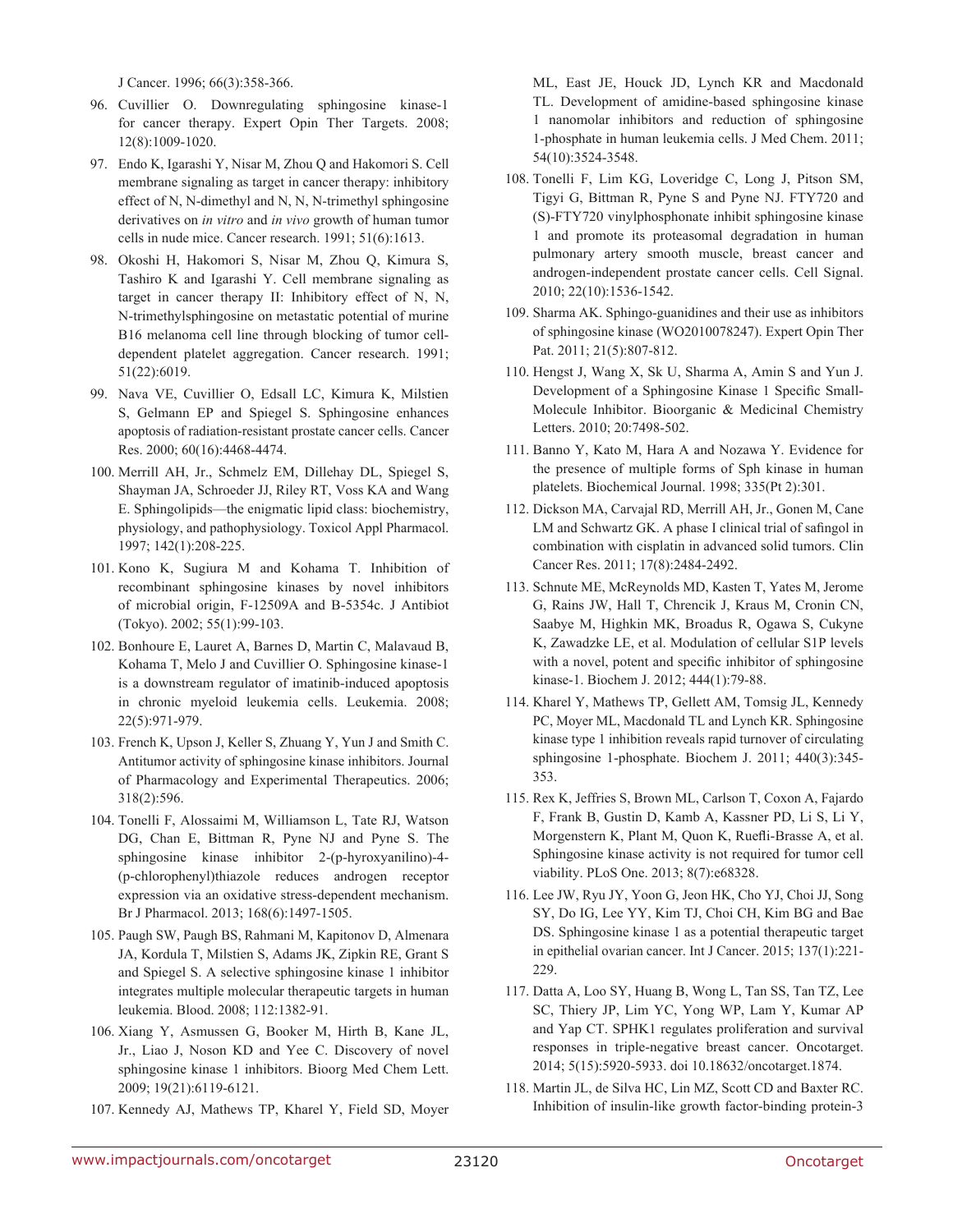J Cancer. 1996; 66(3):358-366.

96. Cuvillier O. Downregulating sphingosine kinase-1 for cancer therapy. Expert Opin Ther Targets. 2008; 12(8):1009-1020.

97. Endo K, Igarashi Y, Nisar M, Zhou Q and Hakomori S. Cell membrane signaling as target in cancer therapy: inhibitory effect of N, N-dimethyl and N, N, N-trimethyl sphingosine derivatives on *in vitro* and *in vivo* growth of human tumor cells in nude mice. Cancer research. 1991; 51(6):1613.

98. Okoshi H, Hakomori S, Nisar M, Zhou Q, Kimura S, Tashiro K and Igarashi Y. Cell membrane signaling as target in cancer therapy II: Inhibitory effect of N, N, N-trimethylsphingosine on metastatic potential of murine B16 melanoma cell line through blocking of tumor cell-dependent platelet aggregation. Cancer research. 1991; 51(22):6019.

99. Nava VE, Cuvillier O, Edsall LC, Kimura K, Milstien S, Gelmann EP and Spiegel S. Sphingosine enhances apoptosis of radiation-resistant prostate cancer cells. Cancer Res. 2000; 60(16):4468-4474.

100. Merrill AH, Jr., Schmelz EM, Dillehay DL, Spiegel S, Shayman JA, Schroeder JJ, Riley RT, Voss KA and Wang E. Sphingolipids—the enigmatic lipid class: biochemistry, physiology, and pathophysiology. Toxicol Appl Pharmacol. 1997; 142(1):208-225.

101. Kono K, Sugiura M and Kohama T. Inhibition of recombinant sphingosine kinases by novel inhibitors of microbial origin, F-12509A and B-5354c. J Antibiot (Tokyo). 2002; 55(1):99-103.

102. Bonhoure E, Lauret A, Barnes D, Martin C, Malavaud B, Kohama T, Melo J and Cuvillier O. Sphingosine kinase-1 is a downstream regulator of imatinib-induced apoptosis in chronic myeloid leukemia cells. Leukemia. 2008; 22(5):971-979.

103. French K, Upson J, Keller S, Zhuang Y, Yun J and Smith C. Antitumor activity of sphingosine kinase inhibitors. Journal of Pharmacology and Experimental Therapeutics. 2006; 318(2):596.

104. Tonelli F, Alossaimi M, Williamson L, Tate RJ, Watson DG, Chan E, Bittman R, Pyne NJ and Pyne S. The sphingosine kinase inhibitor 2-(p-hyroxyanilino)-4-(p-chlorophenyl)thiazole reduces androgen receptor expression via an oxidative stress-dependent mechanism. Br J Pharmacol. 2013; 168(6):1497-1505.

105. Paugh SW, Paugh BS, Rahmani M, Kapitonov D, Almenara JA, Kordula T, Milstien S, Adams JK, Zipkin RE, Grant S and Spiegel S. A selective sphingosine kinase 1 inhibitor integrates multiple molecular therapeutic targets in human leukemia. Blood. 2008; 112:1382-91.

106. Xiang Y, Asmussen G, Booker M, Hirth B, Kane JL, Jr., Liao J, Noson KD and Yee C. Discovery of novel sphingosine kinase 1 inhibitors. Bioorg Med Chem Lett. 2009; 19(21):6119-6121.

107. Kennedy AJ, Mathews TP, Kharel Y, Field SD, Moyer ML, East JE, Houck JD, Lynch KR and Macdonald TL. Development of amidine-based sphingosine kinase 1 nanomolar inhibitors and reduction of sphingosine 1-phosphate in human leukemia cells. J Med Chem. 2011; 54(10):3524-3548.

108. Tonelli F, Lim KG, Loveridge C, Long J, Pitson SM, Tigyi G, Bittman R, Pyne S and Pyne NJ. FTY720 and (S)-FTY720 vinylphosphonate inhibit sphingosine kinase 1 and promote its proteasomal degradation in human pulmonary artery smooth muscle, breast cancer and androgen-independent prostate cancer cells. Cell Signal. 2010; 22(10):1536-1542.

109. Sharma AK. Sphingo-guanidines and their use as inhibitors of sphingosine kinase (WO2010078247). Expert Opin Ther Pat. 2011; 21(5):807-812.

110. Hengst J, Wang X, Sk U, Sharma A, Amin S and Yun J. Development of a Sphingosine Kinase 1 Specific Small-Molecule Inhibitor. Bioorganic & Medicinal Chemistry Letters. 2010; 20:7498-502.

111. Banno Y, Kato M, Hara A and Nozawa Y. Evidence for the presence of multiple forms of Sph kinase in human platelets. Biochemical Journal. 1998; 335(Pt 2):301.

112. Dickson MA, Carvajal RD, Merrill AH, Jr., Gonen M, Cane LM and Schwartz GK. A phase I clinical trial of safingol in combination with cisplatin in advanced solid tumors. Clin Cancer Res. 2011; 17(8):2484-2492.

113. Schnute ME, McReynolds MD, Kasten T, Yates M, Jerome G, Rains JW, Hall T, Chrencik J, Kraus M, Cronin CN, Saabye M, Highkin MK, Broadus R, Ogawa S, Cukyne K, Zawadzke LE, et al. Modulation of cellular S1P levels with a novel, potent and specific inhibitor of sphingosine kinase-1. Biochem J. 2012; 444(1):79-88.

114. Kharel Y, Mathews TP, Gellett AM, Tomsig JL, Kennedy PC, Moyer ML, Macdonald TL and Lynch KR. Sphingosine kinase type 1 inhibition reveals rapid turnover of circulating sphingosine 1-phosphate. Biochem J. 2011; 440(3):345-353.

115. Rex K, Jeffries S, Brown ML, Carlson T, Coxon A, Fajardo F, Frank B, Gustin D, Kamb A, Kassner PD, Li S, Li Y, Morgenstern K, Plant M, Quon K, Ruefli-Brasse A, et al. Sphingosine kinase activity is not required for tumor cell viability. PLoS One. 2013; 8(7):e68328.

116. Lee JW, Ryu JY, Yoon G, Jeon HK, Cho YJ, Choi JJ, Song SY, Do IG, Lee YY, Kim TJ, Choi CH, Kim BG and Bae DS. Sphingosine kinase 1 as a potential therapeutic target in epithelial ovarian cancer. Int J Cancer. 2015; 137(1):221-229.

117. Datta A, Loo SY, Huang B, Wong L, Tan SS, Tan TZ, Lee SC, Thiery JP, Lim YC, Yong WP, Lam Y, Kumar AP and Yap CT. SPHK1 regulates proliferation and survival responses in triple-negative breast cancer. Oncotarget. 2014; 5(15):5920-5933. doi 10.18632/oncotarget.1874.

118. Martin JL, de Silva HC, Lin MZ, Scott CD and Baxter RC. Inhibition of insulin-like growth factor-binding protein-3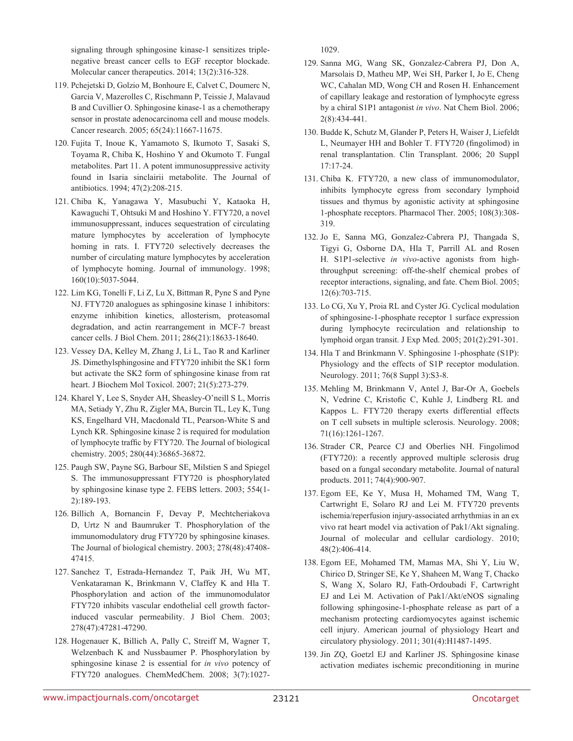signaling through sphingosine kinase-1 sensitizes triple-negative breast cancer cells to EGF receptor blockade. Molecular cancer therapeutics. 2014; 13(2):316-328.

119. Pchejetski D, Golzio M, Bonhoure E, Calvet C, Doumerc N, Garcia V, Mazerolles C, Rischmann P, Teissie J, Malavaud B and Cuvillier O. Sphingosine kinase-1 as a chemotherapy sensor in prostate adenocarcinoma cell and mouse models. Cancer research. 2005; 65(24):11667-11675.

120. Fujita T, Inoue K, Yamamoto S, Ikumoto T, Sasaki S, Toyama R, Chiba K, Hoshino Y and Okumoto T. Fungal metabolites. Part 11. A potent immunosuppressive activity found in Isaria sinclairii metabolite. The Journal of antibiotics. 1994; 47(2):208-215.

121. Chiba K, Yanagawa Y, Masubuchi Y, Kataoka H, Kawaguchi T, Ohtsuki M and Hoshino Y. FTY720, a novel immunosuppressant, induces sequestration of circulating mature lymphocytes by acceleration of lymphocyte homing in rats. I. FTY720 selectively decreases the number of circulating mature lymphocytes by acceleration of lymphocyte homing. Journal of immunology. 1998; 160(10):5037-5044.

122. Lim KG, Tonelli F, Li Z, Lu X, Bittman R, Pyne S and Pyne NJ. FTY720 analogues as sphingosine kinase 1 inhibitors: enzyme inhibition kinetics, allosterism, proteasomal degradation, and actin rearrangement in MCF-7 breast cancer cells. J Biol Chem. 2011; 286(21):18633-18640.

123. Vessey DA, Kelley M, Zhang J, Li L, Tao R and Karliner JS. Dimethylsphingosine and FTY720 inhibit the SK1 form but activate the SK2 form of sphingosine kinase from rat heart. J Biochem Mol Toxicol. 2007; 21(5):273-279.

124. Kharel Y, Lee S, Snyder AH, Sheasley-O'neill S L, Morris MA, Setiady Y, Zhu R, Zigler MA, Burcin TL, Ley K, Tung KS, Engelhard VH, Macdonald TL, Pearson-White S and Lynch KR. Sphingosine kinase 2 is required for modulation of lymphocyte traffic by FTY720. The Journal of biological chemistry. 2005; 280(44):36865-36872.

125. Paugh SW, Payne SG, Barbour SE, Milstien S and Spiegel S. The immunosuppressant FTY720 is phosphorylated by sphingosine kinase type 2. FEBS letters. 2003; 554(1-2):189-193.

126. Billich A, Bornancin F, Devay P, Mechtcheriakova D, Urtz N and Baumruker T. Phosphorylation of the immunomodulatory drug FTY720 by sphingosine kinases. The Journal of biological chemistry. 2003; 278(48):47408-47415.

127. Sanchez T, Estrada-Hernandez T, Paik JH, Wu MT, Venkataraman K, Brinkmann V, Claffey K and Hla T. Phosphorylation and action of the immunomodulator FTY720 inhibits vascular endothelial cell growth factor-induced vascular permeability. J Biol Chem. 2003; 278(47):47281-47290.

128. Hogenauer K, Billich A, Pally C, Streiff M, Wagner T, Welzenbach K and Nussbaumer P. Phosphorylation by sphingosine kinase 2 is essential for *in vivo* potency of FTY720 analogues. ChemMedChem. 2008; 3(7):1027-1029.

129. Sanna MG, Wang SK, Gonzalez-Cabrera PJ, Don A, Marsolais D, Matheu MP, Wei SH, Parker I, Jo E, Cheng WC, Cahalan MD, Wong CH and Rosen H. Enhancement of capillary leakage and restoration of lymphocyte egress by a chiral S1P1 antagonist *in vivo*. Nat Chem Biol. 2006; 2(8):434-441.

130. Budde K, Schutz M, Glander P, Peters H, Waiser J, Liefeldt L, Neumayer HH and Bohler T. FTY720 (fingolimod) in renal transplantation. Clin Transplant. 2006; 20 Suppl 17:17-24.

131. Chiba K. FTY720, a new class of immunomodulator, inhibits lymphocyte egress from secondary lymphoid tissues and thymus by agonistic activity at sphingosine 1-phosphate receptors. Pharmacol Ther. 2005; 108(3):308-319.

132. Jo E, Sanna MG, Gonzalez-Cabrera PJ, Thangada S, Tigyi G, Osborne DA, Hla T, Parrill AL and Rosen H. S1P1-selective *in vivo*-active agonists from high-throughput screening: off-the-shelf chemical probes of receptor interactions, signaling, and fate. Chem Biol. 2005; 12(6):703-715.

133. Lo CG, Xu Y, Proia RL and Cyster JG. Cyclical modulation of sphingosine-1-phosphate receptor 1 surface expression during lymphocyte recirculation and relationship to lymphoid organ transit. J Exp Med. 2005; 201(2):291-301.

134. Hla T and Brinkmann V. Sphingosine 1-phosphate (S1P): Physiology and the effects of S1P receptor modulation. Neurology. 2011; 76(8 Suppl 3):S3-8.

135. Mehling M, Brinkmann V, Antel J, Bar-Or A, Goebels N, Vedrine C, Kristofic C, Kuhle J, Lindberg RL and Kappos L. FTY720 therapy exerts differential effects on T cell subsets in multiple sclerosis. Neurology. 2008; 71(16):1261-1267.

136. Strader CR, Pearce CJ and Oberlies NH. Fingolimod (FTY720): a recently approved multiple sclerosis drug based on a fungal secondary metabolite. Journal of natural products. 2011; 74(4):900-907.

137. Egom EE, Ke Y, Musa H, Mohamed TM, Wang T, Cartwright E, Solaro RJ and Lei M. FTY720 prevents ischemia/reperfusion injury-associated arrhythmias in an ex vivo rat heart model via activation of Pak1/Akt signaling. Journal of molecular and cellular cardiology. 2010; 48(2):406-414.

138. Egom EE, Mohamed TM, Mamas MA, Shi Y, Liu W, Chirico D, Stringer SE, Ke Y, Shaheen M, Wang T, Chacko S, Wang X, Solaro RJ, Fath-Ordoubadi F, Cartwright EJ and Lei M. Activation of Pak1/Akt/eNOS signaling following sphingosine-1-phosphate release as part of a mechanism protecting cardiomyocytes against ischemic cell injury. American journal of physiology Heart and circulatory physiology. 2011; 301(4):H1487-1495.

139. Jin ZQ, Goetzl EJ and Karliner JS. Sphingosine kinase activation mediates ischemic preconditioning in murine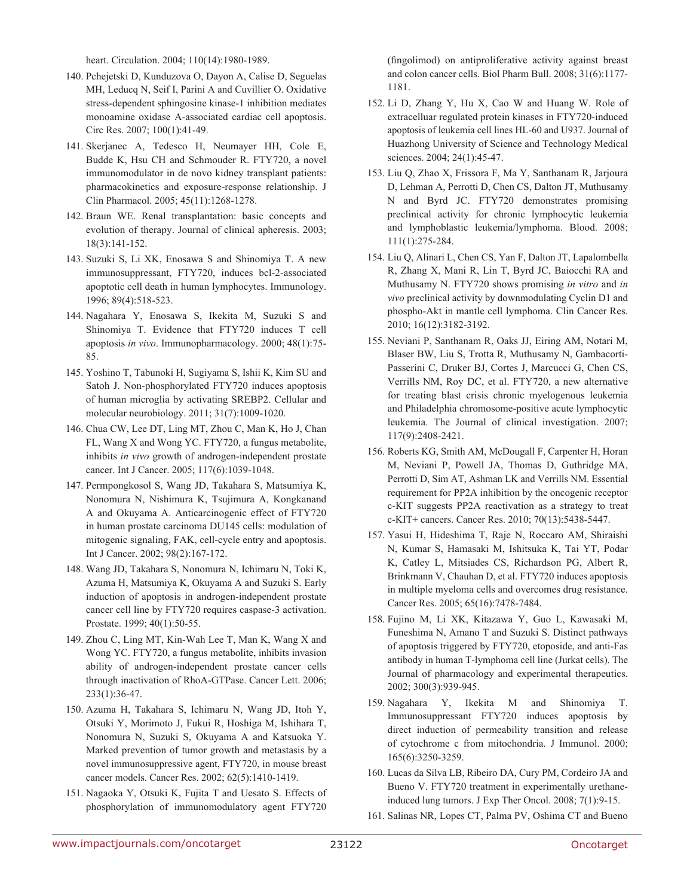heart. Circulation. 2004; 110(14):1980-1989.

140. Pchejetski D, Kunduzova O, Dayon A, Calise D, Seguelas MH, Leducq N, Seif I, Parini A and Cuvillier O. Oxidative stress-dependent sphingosine kinase-1 inhibition mediates monoamine oxidase A-associated cardiac cell apoptosis. Circ Res. 2007; 100(1):41-49.

141. Skerjanec A, Tedesco H, Neumayer HH, Cole E, Budde K, Hsu CH and Schmouder R. FTY720, a novel immunomodulator in de novo kidney transplant patients: pharmacokinetics and exposure-response relationship. J Clin Pharmacol. 2005; 45(11):1268-1278.

142. Braun WE. Renal transplantation: basic concepts and evolution of therapy. Journal of clinical apheresis. 2003; 18(3):141-152.

143. Suzuki S, Li XK, Enosawa S and Shinomiya T. A new immunosuppressant, FTY720, induces bcl-2-associated apoptotic cell death in human lymphocytes. Immunology. 1996; 89(4):518-523.

144. Nagahara Y, Enosawa S, Ikekita M, Suzuki S and Shinomiya T. Evidence that FTY720 induces T cell apoptosis *in vivo*. Immunopharmacology. 2000; 48(1):75-85.

145. Yoshino T, Tabunoki H, Sugiyama S, Ishii K, Kim SU and Satoh J. Non-phosphorylated FTY720 induces apoptosis of human microglia by activating SREBP2. Cellular and molecular neurobiology. 2011; 31(7):1009-1020.

146. Chua CW, Lee DT, Ling MT, Zhou C, Man K, Ho J, Chan FL, Wang X and Wong YC. FTY720, a fungus metabolite, inhibits *in vivo* growth of androgen-independent prostate cancer. Int J Cancer. 2005; 117(6):1039-1048.

147. Permpongkosol S, Wang JD, Takahara S, Matsumiya K, Nonomura N, Nishimura K, Tsujimura A, Kongkanand A and Okuyama A. Anticarcinogenic effect of FTY720 in human prostate carcinoma DU145 cells: modulation of mitogenic signaling, FAK, cell-cycle entry and apoptosis. Int J Cancer. 2002; 98(2):167-172.

148. Wang JD, Takahara S, Nonomura N, Ichimaru N, Toki K, Azuma H, Matsumiya K, Okuyama A and Suzuki S. Early induction of apoptosis in androgen-independent prostate cancer cell line by FTY720 requires caspase-3 activation. Prostate. 1999; 40(1):50-55.

149. Zhou C, Ling MT, Kin-Wah Lee T, Man K, Wang X and Wong YC. FTY720, a fungus metabolite, inhibits invasion ability of androgen-independent prostate cancer cells through inactivation of RhoA-GTPase. Cancer Lett. 2006; 233(1):36-47.

150. Azuma H, Takahara S, Ichimaru N, Wang JD, Itoh Y, Otsuki Y, Morimoto J, Fukui R, Hoshiga M, Ishihara T, Nonomura N, Suzuki S, Okuyama A and Katsuoka Y. Marked prevention of tumor growth and metastasis by a novel immunosuppressive agent, FTY720, in mouse breast cancer models. Cancer Res. 2002; 62(5):1410-1419.

151. Nagaoka Y, Otsuki K, Fujita T and Uesato S. Effects of phosphorylation of immunomodulatory agent FTY720 (fingolimod) on antiproliferative activity against breast and colon cancer cells. Biol Pharm Bull. 2008; 31(6):1177-1181.

152. Li D, Zhang Y, Hu X, Cao W and Huang W. Role of extracelluar regulated protein kinases in FTY720-induced apoptosis of leukemia cell lines HL-60 and U937. Journal of Huazhong University of Science and Technology Medical sciences. 2004; 24(1):45-47.

153. Liu Q, Zhao X, Frissora F, Ma Y, Santhanam R, Jarjoura D, Lehman A, Perrotti D, Chen CS, Dalton JT, Muthusamy N and Byrd JC. FTY720 demonstrates promising preclinical activity for chronic lymphocytic leukemia and lymphoblastic leukemia/lymphoma. Blood. 2008; 111(1):275-284.

154. Liu Q, Alinari L, Chen CS, Yan F, Dalton JT, Lapalombella R, Zhang X, Mani R, Lin T, Byrd JC, Baiocchi RA and Muthusamy N. FTY720 shows promising *in vitro* and *in vivo* preclinical activity by downmodulating Cyclin D1 and phospho-Akt in mantle cell lymphoma. Clin Cancer Res. 2010; 16(12):3182-3192.

155. Neviani P, Santhanam R, Oaks JJ, Eiring AM, Notari M, Blaser BW, Liu S, Trotta R, Muthusamy N, Gambacorti-Passerini C, Druker BJ, Cortes J, Marcucci G, Chen CS, Verrills NM, Roy DC, et al. FTY720, a new alternative for treating blast crisis chronic myelogenous leukemia and Philadelphia chromosome-positive acute lymphocytic leukemia. The Journal of clinical investigation. 2007; 117(9):2408-2421.

156. Roberts KG, Smith AM, McDougall F, Carpenter H, Horan M, Neviani P, Powell JA, Thomas D, Guthridge MA, Perrotti D, Sim AT, Ashman LK and Verrills NM. Essential requirement for PP2A inhibition by the oncogenic receptor c-KIT suggests PP2A reactivation as a strategy to treat c-KIT+ cancers. Cancer Res. 2010; 70(13):5438-5447.

157. Yasui H, Hideshima T, Raje N, Roccaro AM, Shiraishi N, Kumar S, Hamasaki M, Ishitsuka K, Tai YT, Podar K, Catley L, Mitsiades CS, Richardson PG, Albert R, Brinkmann V, Chauhan D, et al. FTY720 induces apoptosis in multiple myeloma cells and overcomes drug resistance. Cancer Res. 2005; 65(16):7478-7484.

158. Fujino M, Li XK, Kitazawa Y, Guo L, Kawasaki M, Funeshima N, Amano T and Suzuki S. Distinct pathways of apoptosis triggered by FTY720, etoposide, and anti-Fas antibody in human T-lymphoma cell line (Jurkat cells). The Journal of pharmacology and experimental therapeutics. 2002; 300(3):939-945.

159. Nagahara Y, Ikekita M and Shinomiya T. Immunosuppressant FTY720 induces apoptosis by direct induction of permeability transition and release of cytochrome c from mitochondria. J Immunol. 2000; 165(6):3250-3259.

160. Lucas da Silva LB, Ribeiro DA, Cury PM, Cordeiro JA and Bueno V. FTY720 treatment in experimentally urethane-induced lung tumors. J Exp Ther Oncol. 2008; 7(1):9-15.

161. Salinas NR, Lopes CT, Palma PV, Oshima CT and Bueno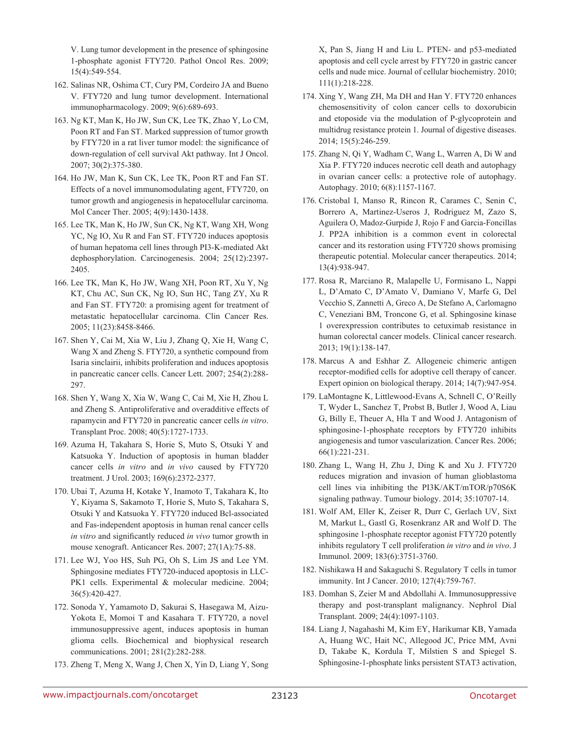V. Lung tumor development in the presence of sphingosine 1-phosphate agonist FTY720. Pathol Oncol Res. 2009; 15(4):549-554.

162. Salinas NR, Oshima CT, Cury PM, Cordeiro JA and Bueno V. FTY720 and lung tumor development. International immunopharmacology. 2009; 9(6):689-693.

163. Ng KT, Man K, Ho JW, Sun CK, Lee TK, Zhao Y, Lo CM, Poon RT and Fan ST. Marked suppression of tumor growth by FTY720 in a rat liver tumor model: the significance of down-regulation of cell survival Akt pathway. Int J Oncol. 2007; 30(2):375-380.

164. Ho JW, Man K, Sun CK, Lee TK, Poon RT and Fan ST. Effects of a novel immunomodulating agent, FTY720, on tumor growth and angiogenesis in hepatocellular carcinoma. Mol Cancer Ther. 2005; 4(9):1430-1438.

165. Lee TK, Man K, Ho JW, Sun CK, Ng KT, Wang XH, Wong YC, Ng IO, Xu R and Fan ST. FTY720 induces apoptosis of human hepatoma cell lines through PI3-K-mediated Akt dephosphorylation. Carcinogenesis. 2004; 25(12):2397-2405.

166. Lee TK, Man K, Ho JW, Wang XH, Poon RT, Xu Y, Ng KT, Chu AC, Sun CK, Ng IO, Sun HC, Tang ZY, Xu R and Fan ST. FTY720: a promising agent for treatment of metastatic hepatocellular carcinoma. Clin Cancer Res. 2005; 11(23):8458-8466.

167. Shen Y, Cai M, Xia W, Liu J, Zhang Q, Xie H, Wang C, Wang X and Zheng S. FTY720, a synthetic compound from Isaria sinclairii, inhibits proliferation and induces apoptosis in pancreatic cancer cells. Cancer Lett. 2007; 254(2):288-297.

168. Shen Y, Wang X, Xia W, Wang C, Cai M, Xie H, Zhou L and Zheng S. Antiproliferative and overadditive effects of rapamycin and FTY720 in pancreatic cancer cells *in vitro*. Transplant Proc. 2008; 40(5):1727-1733.

169. Azuma H, Takahara S, Horie S, Muto S, Otsuki Y and Katsuoka Y. Induction of apoptosis in human bladder cancer cells *in vitro* and *in vivo* caused by FTY720 treatment. J Urol. 2003; 169(6):2372-2377.

170. Ubai T, Azuma H, Kotake Y, Inamoto T, Takahara K, Ito Y, Kiyama S, Sakamoto T, Horie S, Muto S, Takahara S, Otsuki Y and Katsuoka Y. FTY720 induced Bcl-associated and Fas-independent apoptosis in human renal cancer cells *in vitro* and significantly reduced *in vivo* tumor growth in mouse xenograft. Anticancer Res. 2007; 27(1A):75-88.

171. Lee WJ, Yoo HS, Suh PG, Oh S, Lim JS and Lee YM. Sphingosine mediates FTY720-induced apoptosis in LLC-PK1 cells. Experimental & molecular medicine. 2004; 36(5):420-427.

172. Sonoda Y, Yamamoto D, Sakurai S, Hasegawa M, Aizu-Yokota E, Momoi T and Kasahara T. FTY720, a novel immunosuppressive agent, induces apoptosis in human glioma cells. Biochemical and biophysical research communications. 2001; 281(2):282-288.

173. Zheng T, Meng X, Wang J, Chen X, Yin D, Liang Y, Song X, Pan S, Jiang H and Liu L. PTEN- and p53-mediated apoptosis and cell cycle arrest by FTY720 in gastric cancer cells and nude mice. Journal of cellular biochemistry. 2010; 111(1):218-228.

174. Xing Y, Wang ZH, Ma DH and Han Y. FTY720 enhances chemosensitivity of colon cancer cells to doxorubicin and etoposide via the modulation of P-glycoprotein and multidrug resistance protein 1. Journal of digestive diseases. 2014; 15(5):246-259.

175. Zhang N, Qi Y, Wadham C, Wang L, Warren A, Di W and Xia P. FTY720 induces necrotic cell death and autophagy in ovarian cancer cells: a protective role of autophagy. Autophagy. 2010; 6(8):1157-1167.

176. Cristobal I, Manso R, Rincon R, Carames C, Senin C, Borrero A, Martinez-Useros J, Rodriguez M, Zazo S, Aguilera O, Madoz-Gurpide J, Rojo F and Garcia-Foncillas J. PP2A inhibition is a common event in colorectal cancer and its restoration using FTY720 shows promising therapeutic potential. Molecular cancer therapeutics. 2014; 13(4):938-947.

177. Rosa R, Marciano R, Malapelle U, Formisano L, Nappi L, D'Amato C, D'Amato V, Damiano V, Marfe G, Del Vecchio S, Zannetti A, Greco A, De Stefano A, Carlomagno C, Veneziani BM, Troncone G, et al. Sphingosine kinase 1 overexpression contributes to cetuximab resistance in human colorectal cancer models. Clinical cancer research. 2013; 19(1):138-147.

178. Marcus A and Eshhar Z. Allogeneic chimeric antigen receptor-modified cells for adoptive cell therapy of cancer. Expert opinion on biological therapy. 2014; 14(7):947-954.

179. LaMontagne K, Littlewood-Evans A, Schnell C, O'Reilly T, Wyder L, Sanchez T, Probst B, Butler J, Wood A, Liau G, Billy E, Theuer A, Hla T and Wood J. Antagonism of sphingosine-1-phosphate receptors by FTY720 inhibits angiogenesis and tumor vascularization. Cancer Res. 2006; 66(1):221-231.

180. Zhang L, Wang H, Zhu J, Ding K and Xu J. FTY720 reduces migration and invasion of human glioblastoma cell lines via inhibiting the PI3K/AKT/mTOR/p70S6K signaling pathway. Tumour biology. 2014; 35:10707-14.

181. Wolf AM, Eller K, Zeiser R, Durr C, Gerlach UV, Sixt M, Markut L, Gastl G, Rosenkranz AR and Wolf D. The sphingosine 1-phosphate receptor agonist FTY720 potently inhibits regulatory T cell proliferation *in vitro* and *in vivo*. J Immunol. 2009; 183(6):3751-3760.

182. Nishikawa H and Sakaguchi S. Regulatory T cells in tumor immunity. Int J Cancer. 2010; 127(4):759-767.

183. Domhan S, Zeier M and Abdollahi A. Immunosuppressive therapy and post-transplant malignancy. Nephrol Dial Transplant. 2009; 24(4):1097-1103.

184. Liang J, Nagahashi M, Kim EY, Harikumar KB, Yamada A, Huang WC, Hait NC, Allegood JC, Price MM, Avni D, Takabe K, Kordula T, Milstien S and Spiegel S. Sphingosine-1-phosphate links persistent STAT3 activation,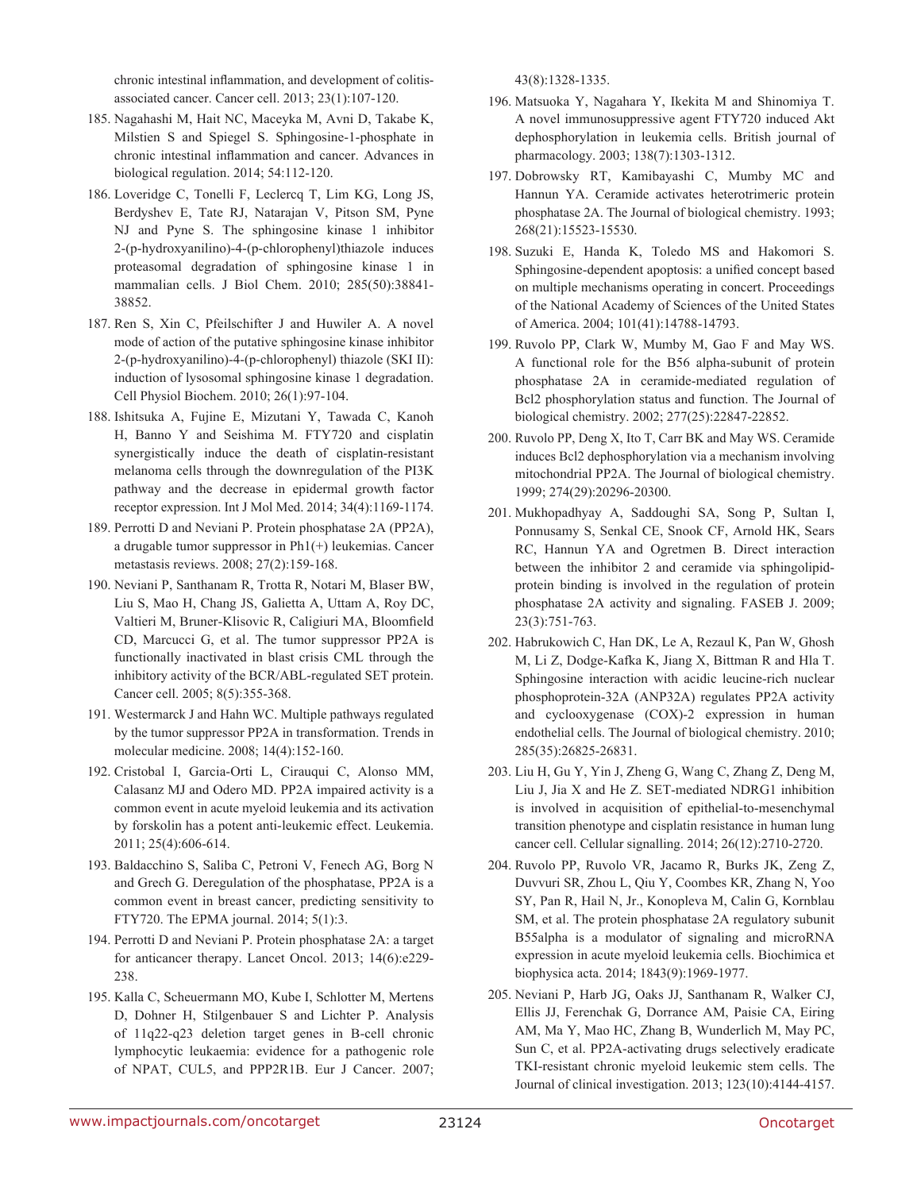chronic intestinal inflammation, and development of colitis-associated cancer. Cancer cell. 2013; 23(1):107-120.

185. Nagahashi M, Hait NC, Maceyka M, Avni D, Takabe K, Milstien S and Spiegel S. Sphingosine-1-phosphate in chronic intestinal inflammation and cancer. Advances in biological regulation. 2014; 54:112-120.

186. Loveridge C, Tonelli F, Leclercq T, Lim KG, Long JS, Berdyshev E, Tate RJ, Natarajan V, Pitson SM, Pyne NJ and Pyne S. The sphingosine kinase 1 inhibitor 2-(p-hydroxyanilino)-4-(p-chlorophenyl)thiazole induces proteasomal degradation of sphingosine kinase 1 in mammalian cells. J Biol Chem. 2010; 285(50):38841-38852.

187. Ren S, Xin C, Pfeilschifter J and Huwiler A. A novel mode of action of the putative sphingosine kinase inhibitor 2-(p-hydroxyanilino)-4-(p-chlorophenyl) thiazole (SKI II): induction of lysosomal sphingosine kinase 1 degradation. Cell Physiol Biochem. 2010; 26(1):97-104.

188. Ishitsuka A, Fujine E, Mizutani Y, Tawada C, Kanoh H, Banno Y and Seishima M. FTY720 and cisplatin synergistically induce the death of cisplatin-resistant melanoma cells through the downregulation of the PI3K pathway and the decrease in epidermal growth factor receptor expression. Int J Mol Med. 2014; 34(4):1169-1174.

189. Perrotti D and Neviani P. Protein phosphatase 2A (PP2A), a drugable tumor suppressor in Ph1(+) leukemias. Cancer metastasis reviews. 2008; 27(2):159-168.

190. Neviani P, Santhanam R, Trotta R, Notari M, Blaser BW, Liu S, Mao H, Chang JS, Galietta A, Uttam A, Roy DC, Valtieri M, Bruner-Klisovic R, Caligiuri MA, Bloomfield CD, Marcucci G, et al. The tumor suppressor PP2A is functionally inactivated in blast crisis CML through the inhibitory activity of the BCR/ABL-regulated SET protein. Cancer cell. 2005; 8(5):355-368.

191. Westermarck J and Hahn WC. Multiple pathways regulated by the tumor suppressor PP2A in transformation. Trends in molecular medicine. 2008; 14(4):152-160.

192. Cristobal I, Garcia-Orti L, Cirauqui C, Alonso MM, Calasanz MJ and Odero MD. PP2A impaired activity is a common event in acute myeloid leukemia and its activation by forskolin has a potent anti-leukemic effect. Leukemia. 2011; 25(4):606-614.

193. Baldacchino S, Saliba C, Petroni V, Fenech AG, Borg N and Grech G. Deregulation of the phosphatase, PP2A is a common event in breast cancer, predicting sensitivity to FTY720. The EPMA journal. 2014; 5(1):3.

194. Perrotti D and Neviani P. Protein phosphatase 2A: a target for anticancer therapy. Lancet Oncol. 2013; 14(6):e229-238.

195. Kalla C, Scheuermann MO, Kube I, Schlotter M, Mertens D, Dohner H, Stilgenbauer S and Lichter P. Analysis of 11q22-q23 deletion target genes in B-cell chronic lymphocytic leukaemia: evidence for a pathogenic role of NPAT, CUL5, and PPP2R1B. Eur J Cancer. 2007; 43(8):1328-1335.

196. Matsuoka Y, Nagahara Y, Ikekita M and Shinomiya T. A novel immunosuppressive agent FTY720 induced Akt dephosphorylation in leukemia cells. British journal of pharmacology. 2003; 138(7):1303-1312.

197. Dobrowsky RT, Kamibayashi C, Mumby MC and Hannun YA. Ceramide activates heterotrimeric protein phosphatase 2A. The Journal of biological chemistry. 1993; 268(21):15523-15530.

198. Suzuki E, Handa K, Toledo MS and Hakomori S. Sphingosine-dependent apoptosis: a unified concept based on multiple mechanisms operating in concert. Proceedings of the National Academy of Sciences of the United States of America. 2004; 101(41):14788-14793.

199. Ruvolo PP, Clark W, Mumby M, Gao F and May WS. A functional role for the B56 alpha-subunit of protein phosphatase 2A in ceramide-mediated regulation of Bcl2 phosphorylation status and function. The Journal of biological chemistry. 2002; 277(25):22847-22852.

200. Ruvolo PP, Deng X, Ito T, Carr BK and May WS. Ceramide induces Bcl2 dephosphorylation via a mechanism involving mitochondrial PP2A. The Journal of biological chemistry. 1999; 274(29):20296-20300.

201. Mukhopadhyay A, Saddoughi SA, Song P, Sultan I, Ponnusamy S, Senkal CE, Snook CF, Arnold HK, Sears RC, Hannun YA and Ogretmen B. Direct interaction between the inhibitor 2 and ceramide via sphingolipid-protein binding is involved in the regulation of protein phosphatase 2A activity and signaling. FASEB J. 2009; 23(3):751-763.

202. Habrukowich C, Han DK, Le A, Rezaul K, Pan W, Ghosh M, Li Z, Dodge-Kafka K, Jiang X, Bittman R and Hla T. Sphingosine interaction with acidic leucine-rich nuclear phosphoprotein-32A (ANP32A) regulates PP2A activity and cyclooxygenase (COX)-2 expression in human endothelial cells. The Journal of biological chemistry. 2010; 285(35):26825-26831.

203. Liu H, Gu Y, Yin J, Zheng G, Wang C, Zhang Z, Deng M, Liu J, Jia X and He Z. SET-mediated NDRG1 inhibition is involved in acquisition of epithelial-to-mesenchymal transition phenotype and cisplatin resistance in human lung cancer cell. Cellular signalling. 2014; 26(12):2710-2720.

204. Ruvolo PP, Ruvolo VR, Jacamo R, Burks JK, Zeng Z, Duvvuri SR, Zhou L, Qiu Y, Coombes KR, Zhang N, Yoo SY, Pan R, Hail N, Jr., Konopleva M, Calin G, Kornblau SM, et al. The protein phosphatase 2A regulatory subunit B55alpha is a modulator of signaling and microRNA expression in acute myeloid leukemia cells. Biochimica et biophysica acta. 2014; 1843(9):1969-1977.

205. Neviani P, Harb JG, Oaks JJ, Santhanam R, Walker CJ, Ellis JJ, Ferenchak G, Dorrance AM, Paisie CA, Eiring AM, Ma Y, Mao HC, Zhang B, Wunderlich M, May PC, Sun C, et al. PP2A-activating drugs selectively eradicate TKI-resistant chronic myeloid leukemic stem cells. The Journal of clinical investigation. 2013; 123(10):4144-4157.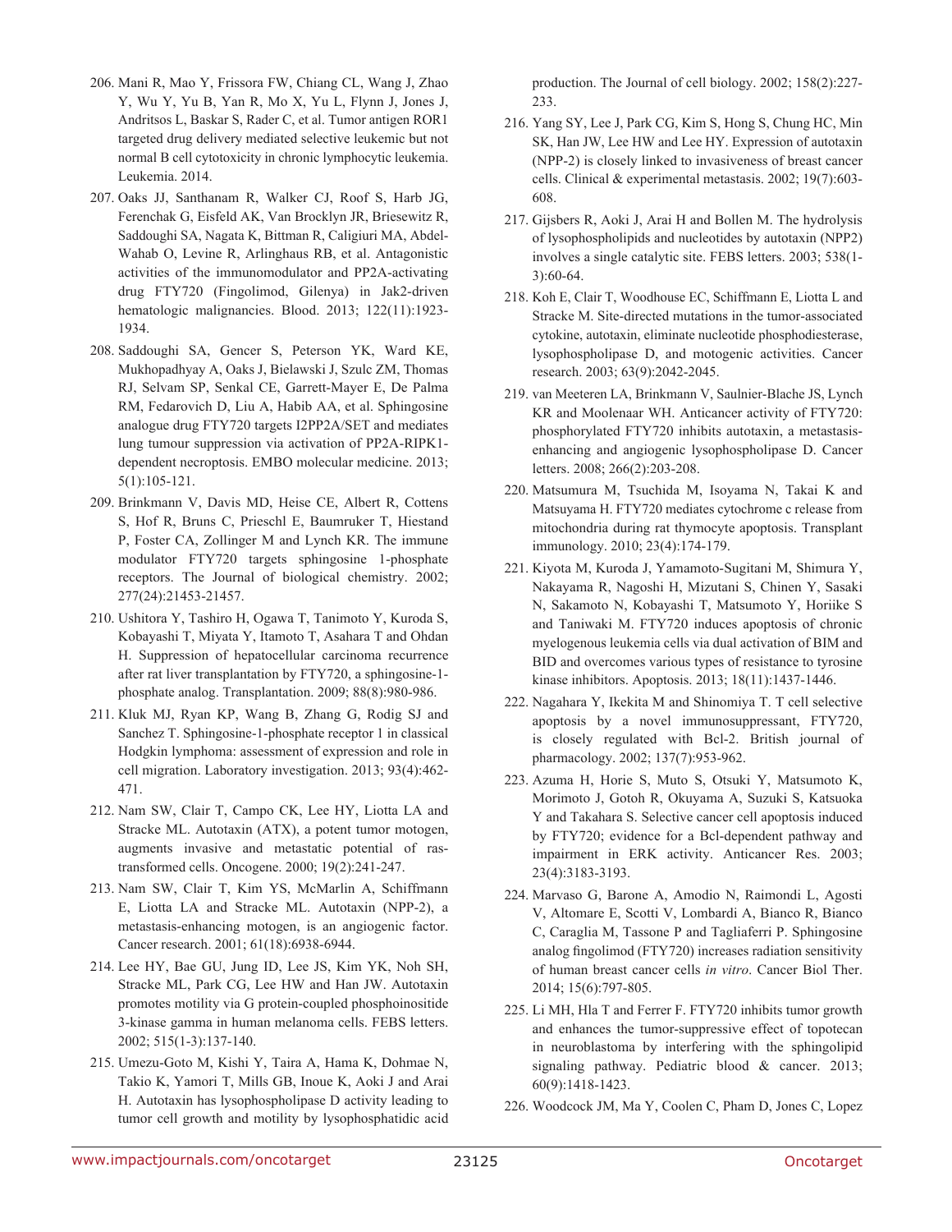206. Mani R, Mao Y, Frissora FW, Chiang CL, Wang J, Zhao Y, Wu Y, Yu B, Yan R, Mo X, Yu L, Flynn J, Jones J, Andritsos L, Baskar S, Rader C, et al. Tumor antigen ROR1 targeted drug delivery mediated selective leukemic but not normal B cell cytotoxicity in chronic lymphocytic leukemia. Leukemia. 2014.

207. Oaks JJ, Santhanam R, Walker CJ, Roof S, Harb JG, Ferenchak G, Eisfeld AK, Van Brocklyn JR, Briesewitz R, Saddoughi SA, Nagata K, Bittman R, Caligiuri MA, Abdel-Wahab O, Levine R, Arlinghaus RB, et al. Antagonistic activities of the immunomodulator and PP2A-activating drug FTY720 (Fingolimod, Gilenya) in Jak2-driven hematologic malignancies. Blood. 2013; 122(11):1923-1934.

208. Saddoughi SA, Gencer S, Peterson YK, Ward KE, Mukhopadhyay A, Oaks J, Bielawski J, Szulc ZM, Thomas RJ, Selvam SP, Senkal CE, Garrett-Mayer E, De Palma RM, Fedarovich D, Liu A, Habib AA, et al. Sphingosine analogue drug FTY720 targets I2PP2A/SET and mediates lung tumour suppression via activation of PP2A-RIPK1-dependent necroptosis. EMBO molecular medicine. 2013; 5(1):105-121.

209. Brinkmann V, Davis MD, Heise CE, Albert R, Cottens S, Hof R, Bruns C, Prieschl E, Baumruker T, Hiestand P, Foster CA, Zollinger M and Lynch KR. The immune modulator FTY720 targets sphingosine 1-phosphate receptors. The Journal of biological chemistry. 2002; 277(24):21453-21457.

210. Ushitora Y, Tashiro H, Ogawa T, Tanimoto Y, Kuroda S, Kobayashi T, Miyata Y, Itamoto T, Asahara T and Ohdan H. Suppression of hepatocellular carcinoma recurrence after rat liver transplantation by FTY720, a sphingosine-1-phosphate analog. Transplantation. 2009; 88(8):980-986.

211. Kluk MJ, Ryan KP, Wang B, Zhang G, Rodig SJ and Sanchez T. Sphingosine-1-phosphate receptor 1 in classical Hodgkin lymphoma: assessment of expression and role in cell migration. Laboratory investigation. 2013; 93(4):462-471.

212. Nam SW, Clair T, Campo CK, Lee HY, Liotta LA and Stracke ML. Autotaxin (ATX), a potent tumor motogen, augments invasive and metastatic potential of ras-transformed cells. Oncogene. 2000; 19(2):241-247.

213. Nam SW, Clair T, Kim YS, McMarlin A, Schiffmann E, Liotta LA and Stracke ML. Autotaxin (NPP-2), a metastasis-enhancing motogen, is an angiogenic factor. Cancer research. 2001; 61(18):6938-6944.

214. Lee HY, Bae GU, Jung ID, Lee JS, Kim YK, Noh SH, Stracke ML, Park CG, Lee HW and Han JW. Autotaxin promotes motility via G protein-coupled phosphoinositide 3-kinase gamma in human melanoma cells. FEBS letters. 2002; 515(1-3):137-140.

215. Umezu-Goto M, Kishi Y, Taira A, Hama K, Dohmae N, Takio K, Yamori T, Mills GB, Inoue K, Aoki J and Arai H. Autotaxin has lysophospholipase D activity leading to tumor cell growth and motility by lysophosphatidic acid production. The Journal of cell biology. 2002; 158(2):227-233.

216. Yang SY, Lee J, Park CG, Kim S, Hong S, Chung HC, Min SK, Han JW, Lee HW and Lee HY. Expression of autotaxin (NPP-2) is closely linked to invasiveness of breast cancer cells. Clinical & experimental metastasis. 2002; 19(7):603-608.

217. Gijsbers R, Aoki J, Arai H and Bollen M. The hydrolysis of lysophospholipids and nucleotides by autotaxin (NPP2) involves a single catalytic site. FEBS letters. 2003; 538(1-3):60-64.

218. Koh E, Clair T, Woodhouse EC, Schiffmann E, Liotta L and Stracke M. Site-directed mutations in the tumor-associated cytokine, autotaxin, eliminate nucleotide phosphodiesterase, lysophospholipase D, and motogenic activities. Cancer research. 2003; 63(9):2042-2045.

219. van Meeteren LA, Brinkmann V, Saulnier-Blache JS, Lynch KR and Moolenaar WH. Anticancer activity of FTY720: phosphorylated FTY720 inhibits autotaxin, a metastasis-enhancing and angiogenic lysophospholipase D. Cancer letters. 2008; 266(2):203-208.

220. Matsumura M, Tsuchida M, Isoyama N, Takai K and Matsuyama H. FTY720 mediates cytochrome c release from mitochondria during rat thymocyte apoptosis. Transplant immunology. 2010; 23(4):174-179.

221. Kiyota M, Kuroda J, Yamamoto-Sugitani M, Shimura Y, Nakayama R, Nagoshi H, Mizutani S, Chinen Y, Sasaki N, Sakamoto N, Kobayashi T, Matsumoto Y, Horiike S and Taniwaki M. FTY720 induces apoptosis of chronic myelogenous leukemia cells via dual activation of BIM and BID and overcomes various types of resistance to tyrosine kinase inhibitors. Apoptosis. 2013; 18(11):1437-1446.

222. Nagahara Y, Ikekita M and Shinomiya T. T cell selective apoptosis by a novel immunosuppressant, FTY720, is closely regulated with Bcl-2. British journal of pharmacology. 2002; 137(7):953-962.

223. Azuma H, Horie S, Muto S, Otsuki Y, Matsumoto K, Morimoto J, Gotoh R, Okuyama A, Suzuki S, Katsuoka Y and Takahara S. Selective cancer cell apoptosis induced by FTY720; evidence for a Bcl-dependent pathway and impairment in ERK activity. Anticancer Res. 2003; 23(4):3183-3193.

224. Marvaso G, Barone A, Amodio N, Raimondi L, Agosti V, Altomare E, Scotti V, Lombardi A, Bianco R, Bianco C, Caraglia M, Tassone P and Tagliaferri P. Sphingosine analog fingolimod (FTY720) increases radiation sensitivity of human breast cancer cells *in vitro*. Cancer Biol Ther. 2014; 15(6):797-805.

225. Li MH, Hla T and Ferrer F. FTY720 inhibits tumor growth and enhances the tumor-suppressive effect of topotecan in neuroblastoma by interfering with the sphingolipid signaling pathway. Pediatric blood & cancer. 2013; 60(9):1418-1423.

226. Woodcock JM, Ma Y, Coolen C, Pham D, Jones C, Lopez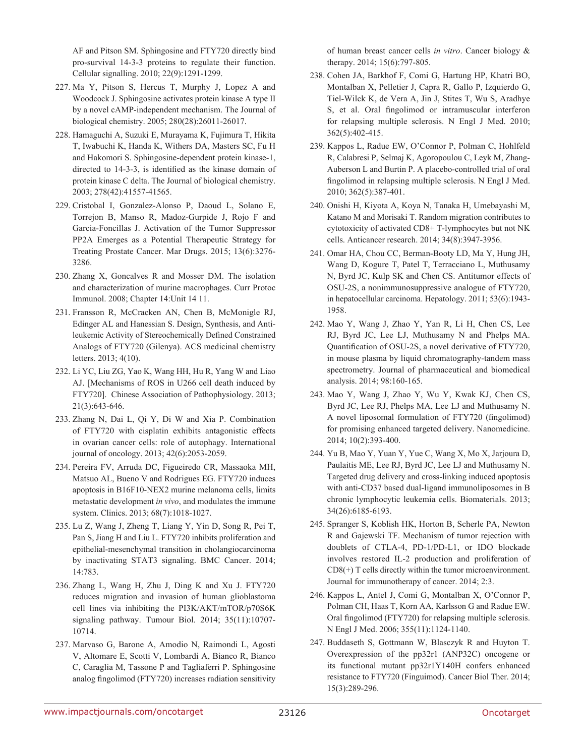AF and Pitson SM. Sphingosine and FTY720 directly bind pro-survival 14-3-3 proteins to regulate their function. Cellular signalling. 2010; 22(9):1291-1299.

227. Ma Y, Pitson S, Hercus T, Murphy J, Lopez A and Woodcock J. Sphingosine activates protein kinase A type II by a novel cAMP-independent mechanism. The Journal of biological chemistry. 2005; 280(28):26011-26017.

228. Hamaguchi A, Suzuki E, Murayama K, Fujimura T, Hikita T, Iwabuchi K, Handa K, Withers DA, Masters SC, Fu H and Hakomori S. Sphingosine-dependent protein kinase-1, directed to 14-3-3, is identified as the kinase domain of protein kinase C delta. The Journal of biological chemistry. 2003; 278(42):41557-41565.

229. Cristobal I, Gonzalez-Alonso P, Daoud L, Solano E, Torrejon B, Manso R, Madoz-Gurpide J, Rojo F and Garcia-Foncillas J. Activation of the Tumor Suppressor PP2A Emerges as a Potential Therapeutic Strategy for Treating Prostate Cancer. Mar Drugs. 2015; 13(6):3276-3286.

230. Zhang X, Goncalves R and Mosser DM. The isolation and characterization of murine macrophages. Curr Protoc Immunol. 2008; Chapter 14:Unit 14 11.

231. Fransson R, McCracken AN, Chen B, McMonigle RJ, Edinger AL and Hanessian S. Design, Synthesis, and Anti-leukemic Activity of Stereochemically Defined Constrained Analogs of FTY720 (Gilenya). ACS medicinal chemistry letters. 2013; 4(10).

232. Li YC, Liu ZG, Yao K, Wang HH, Hu R, Yang W and Liao AJ. [Mechanisms of ROS in U266 cell death induced by FTY720]. Chinese Association of Pathophysiology. 2013; 21(3):643-646.

233. Zhang N, Dai L, Qi Y, Di W and Xia P. Combination of FTY720 with cisplatin exhibits antagonistic effects in ovarian cancer cells: role of autophagy. International journal of oncology. 2013; 42(6):2053-2059.

234. Pereira FV, Arruda DC, Figueiredo CR, Massaoka MH, Matsuo AL, Bueno V and Rodrigues EG. FTY720 induces apoptosis in B16F10-NEX2 murine melanoma cells, limits metastatic development *in vivo*, and modulates the immune system. Clinics. 2013; 68(7):1018-1027.

235. Lu Z, Wang J, Zheng T, Liang Y, Yin D, Song R, Pei T, Pan S, Jiang H and Liu L. FTY720 inhibits proliferation and epithelial-mesenchymal transition in cholangiocarcinoma by inactivating STAT3 signaling. BMC Cancer. 2014; 14:783.

236. Zhang L, Wang H, Zhu J, Ding K and Xu J. FTY720 reduces migration and invasion of human glioblastoma cell lines via inhibiting the PI3K/AKT/mTOR/p70S6K signaling pathway. Tumour Biol. 2014; 35(11):10707-10714.

237. Marvaso G, Barone A, Amodio N, Raimondi L, Agosti V, Altomare E, Scotti V, Lombardi A, Bianco R, Bianco C, Caraglia M, Tassone P and Tagliaferri P. Sphingosine analog fingolimod (FTY720) increases radiation sensitivity of human breast cancer cells *in vitro*. Cancer biology & therapy. 2014; 15(6):797-805.

238. Cohen JA, Barkhof F, Comi G, Hartung HP, Khatri BO, Montalban X, Pelletier J, Capra R, Gallo P, Izquierdo G, Tiel-Wilck K, de Vera A, Jin J, Stites T, Wu S, Aradhye S, et al. Oral fingolimod or intramuscular interferon for relapsing multiple sclerosis. N Engl J Med. 2010; 362(5):402-415.

239. Kappos L, Radue EW, O'Connor P, Polman C, Hohlfeld R, Calabresi P, Selmaj K, Agoropoulou C, Leyk M, Zhang-Auberson L and Burtin P. A placebo-controlled trial of oral fingolimod in relapsing multiple sclerosis. N Engl J Med. 2010; 362(5):387-401.

240. Onishi H, Kiyota A, Koya N, Tanaka H, Umebayashi M, Katano M and Morisaki T. Random migration contributes to cytotoxicity of activated CD8+ T-lymphocytes but not NK cells. Anticancer research. 2014; 34(8):3947-3956.

241. Omar HA, Chou CC, Berman-Booty LD, Ma Y, Hung JH, Wang D, Kogure T, Patel T, Terracciano L, Muthusamy N, Byrd JC, Kulp SK and Chen CS. Antitumor effects of OSU-2S, a nonimmunosuppressive analogue of FTY720, in hepatocellular carcinoma. Hepatology. 2011; 53(6):1943-1958.

242. Mao Y, Wang J, Zhao Y, Yan R, Li H, Chen CS, Lee RJ, Byrd JC, Lee LJ, Muthusamy N and Phelps MA. Quantification of OSU-2S, a novel derivative of FTY720, in mouse plasma by liquid chromatography-tandem mass spectrometry. Journal of pharmaceutical and biomedical analysis. 2014; 98:160-165.

243. Mao Y, Wang J, Zhao Y, Wu Y, Kwak KJ, Chen CS, Byrd JC, Lee RJ, Phelps MA, Lee LJ and Muthusamy N. A novel liposomal formulation of FTY720 (fingolimod) for promising enhanced targeted delivery. Nanomedicine. 2014; 10(2):393-400.

244. Yu B, Mao Y, Yuan Y, Yue C, Wang X, Mo X, Jarjoura D, Paulaitis ME, Lee RJ, Byrd JC, Lee LJ and Muthusamy N. Targeted drug delivery and cross-linking induced apoptosis with anti-CD37 based dual-ligand immunoliposomes in B chronic lymphocytic leukemia cells. Biomaterials. 2013; 34(26):6185-6193.

245. Spranger S, Koblish HK, Horton B, Scherle PA, Newton R and Gajewski TF. Mechanism of tumor rejection with doublets of CTLA-4, PD-1/PD-L1, or IDO blockade involves restored IL-2 production and proliferation of CD8(+) T cells directly within the tumor microenvironment. Journal for immunotherapy of cancer. 2014; 2:3.

246. Kappos L, Antel J, Comi G, Montalban X, O'Connor P, Polman CH, Haas T, Korn AA, Karlsson G and Radue EW. Oral fingolimod (FTY720) for relapsing multiple sclerosis. N Engl J Med. 2006; 355(11):1124-1140.

247. Buddaseth S, Gottmann W, Blasczyk R and Huyton T. Overexpression of the pp32r1 (ANP32C) oncogene or its functional mutant pp32r1Y140H confers enhanced resistance to FTY720 (Finguimod). Cancer Biol Ther. 2014; 15(3):289-296.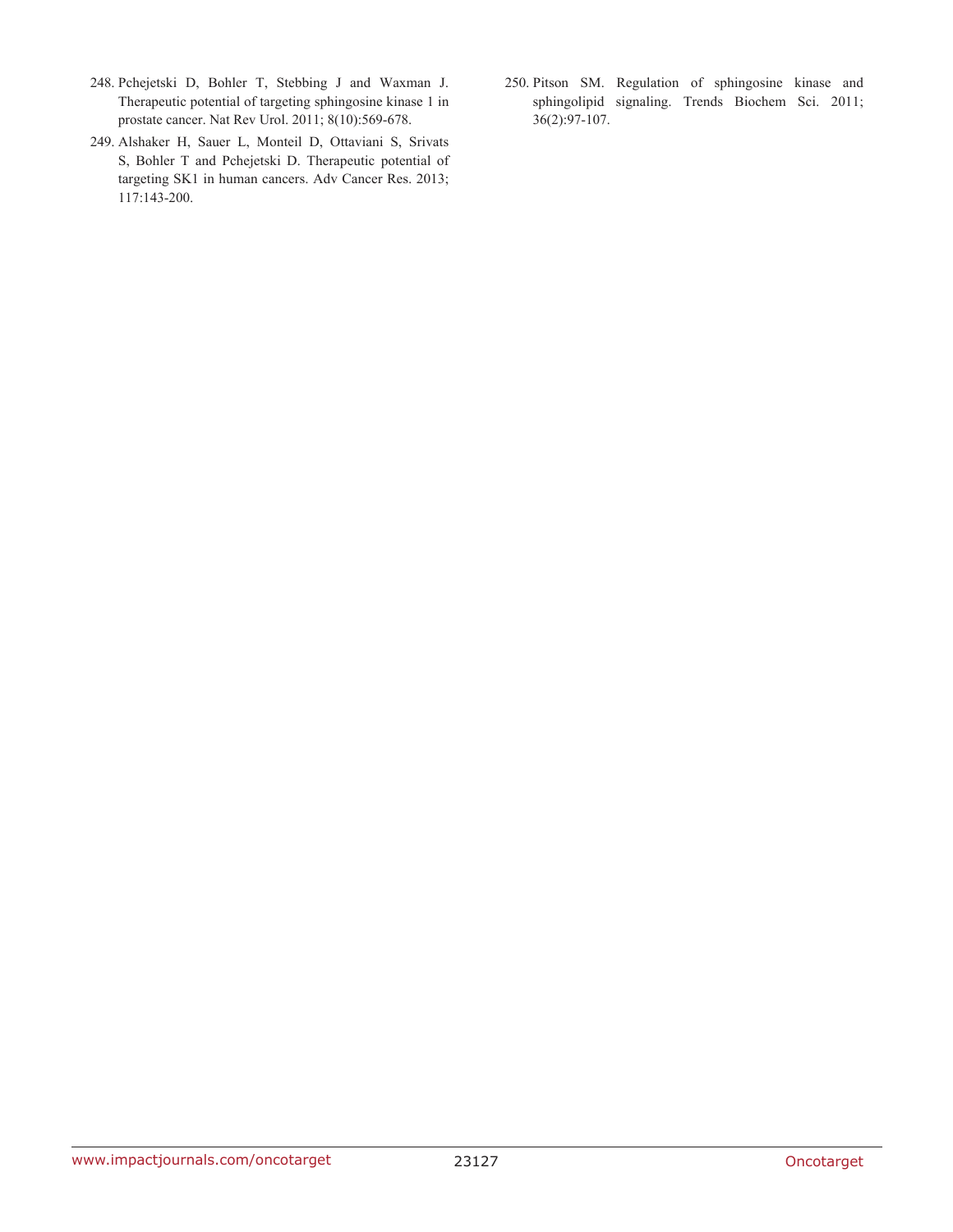248. Pchejetski D, Bohler T, Stebbing J and Waxman J. Therapeutic potential of targeting sphingosine kinase 1 in prostate cancer. Nat Rev Urol. 2011; 8(10):569-678.

249. Alshaker H, Sauer L, Monteil D, Ottaviani S, Srivats S, Bohler T and Pchejetski D. Therapeutic potential of targeting SK1 in human cancers. Adv Cancer Res. 2013; 117:143-200.

250. Pitson SM. Regulation of sphingosine kinase and sphingolipid signaling. Trends Biochem Sci. 2011; 36(2):97-107.